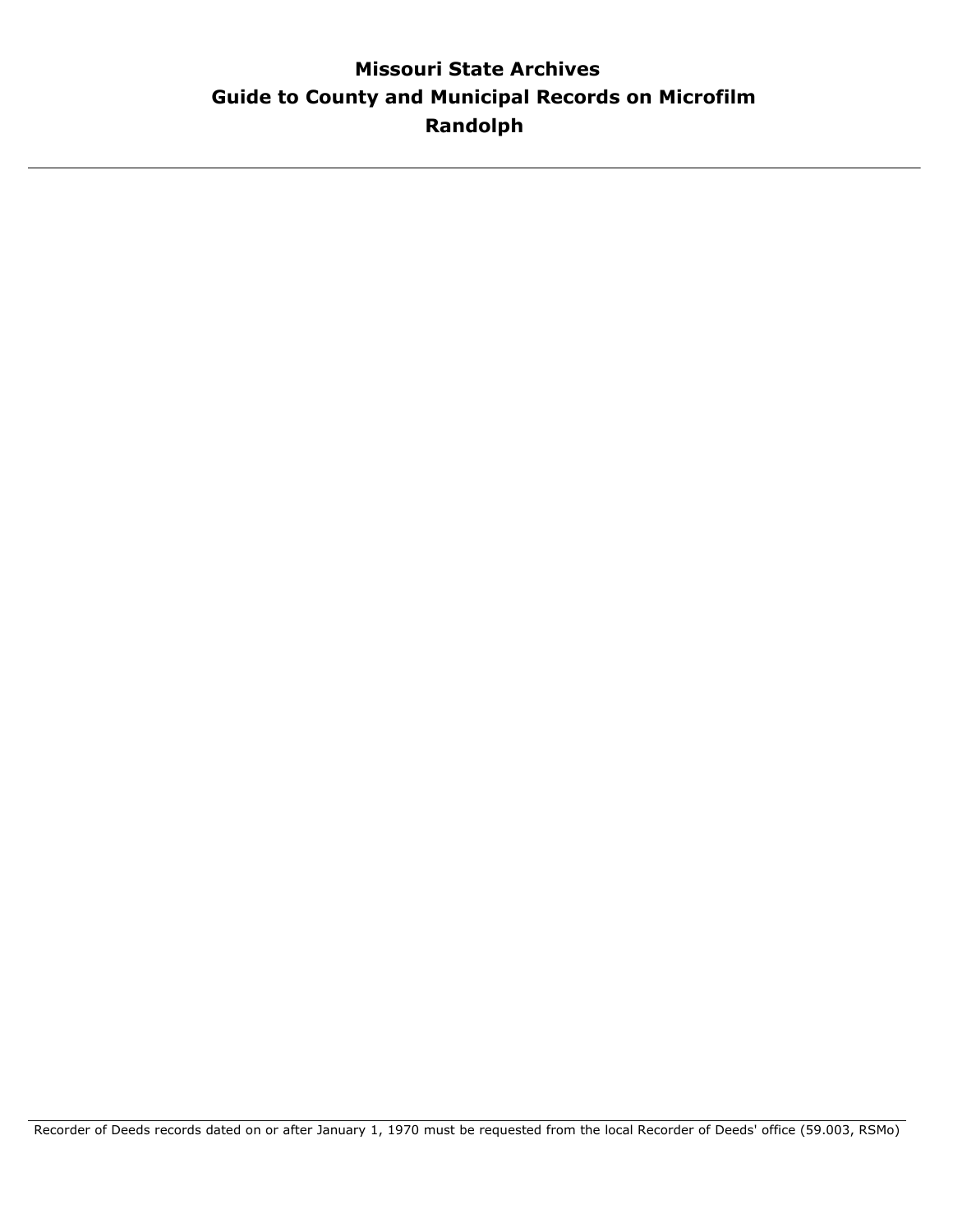# Missouri State Archives
## Guide to County and Municipal Records on Microfilm
## Randolph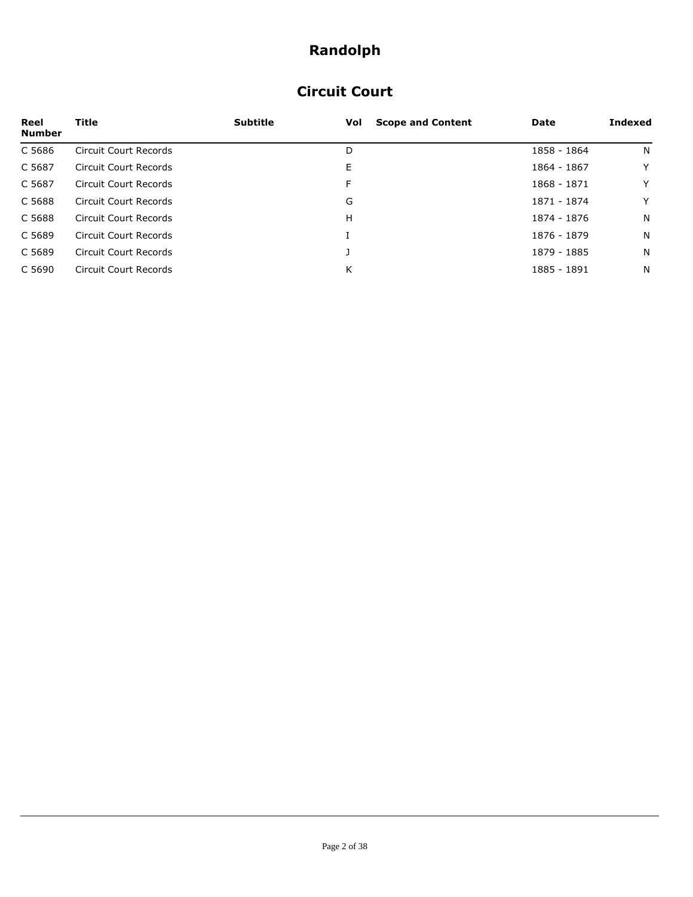# Randolph

## Circuit Court

| Reel Number | Title | Subtitle | Vol | Scope and Content | Date | Indexed |
|---|---|---|---|---|---|---|
| C 5686 | Circuit Court Records | | D | | 1858 - 1864 | N |
| C 5687 | Circuit Court Records | | E | | 1864 - 1867 | Y |
| C 5687 | Circuit Court Records | | F | | 1868 - 1871 | Y |
| C 5688 | Circuit Court Records | | G | | 1871 - 1874 | Y |
| C 5688 | Circuit Court Records | | H | | 1874 - 1876 | N |
| C 5689 | Circuit Court Records | | I | | 1876 - 1879 | N |
| C 5689 | Circuit Court Records | | J | | 1879 - 1885 | N |
| C 5690 | Circuit Court Records | | K | | 1885 - 1891 | N |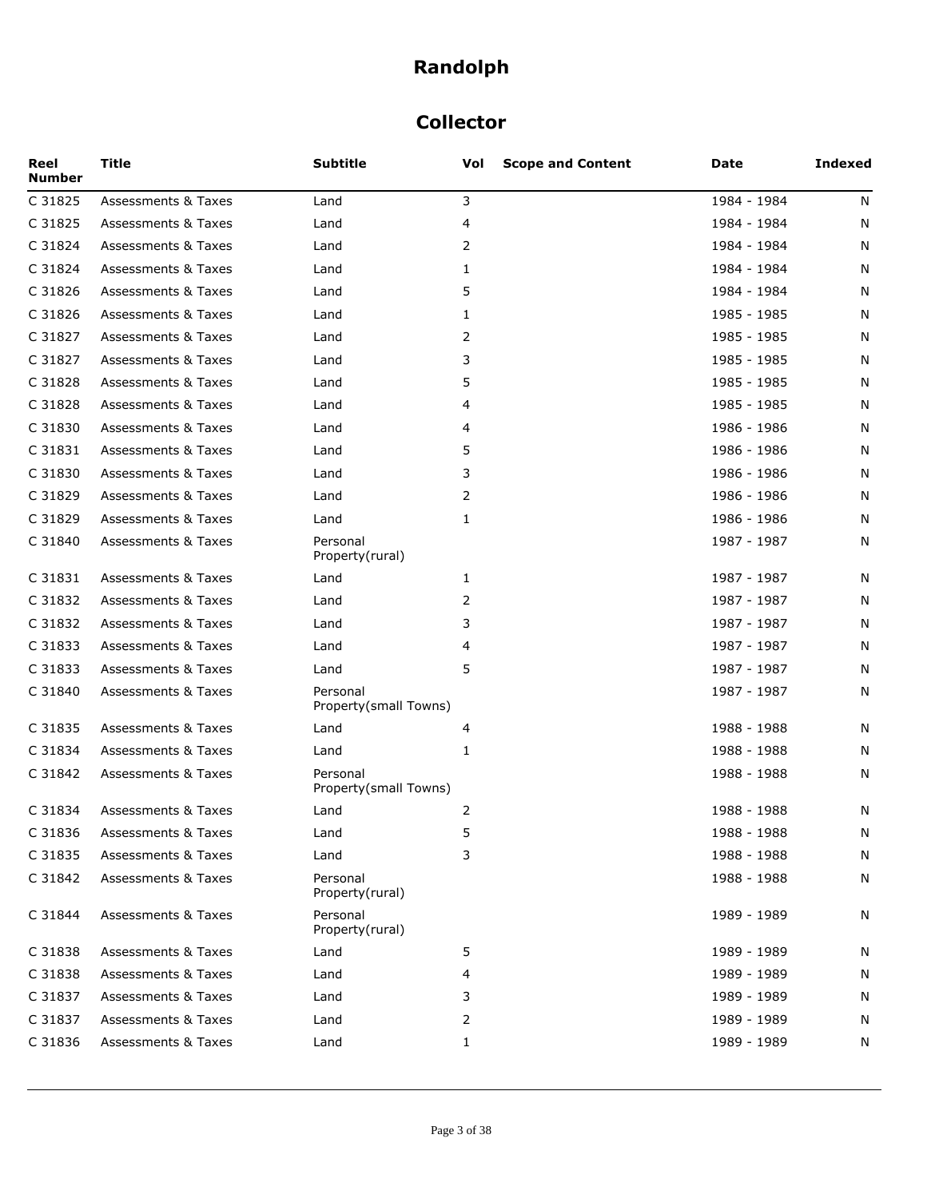# Randolph

## Collector

| Reel Number | Title | Subtitle | Vol | Scope and Content | Date | Indexed |
|---|---|---|---|---|---|---|
| C 31825 | Assessments & Taxes | Land | 3 | | 1984 - 1984 | N |
| C 31825 | Assessments & Taxes | Land | 4 | | 1984 - 1984 | N |
| C 31824 | Assessments & Taxes | Land | 2 | | 1984 - 1984 | N |
| C 31824 | Assessments & Taxes | Land | 1 | | 1984 - 1984 | N |
| C 31826 | Assessments & Taxes | Land | 5 | | 1984 - 1984 | N |
| C 31826 | Assessments & Taxes | Land | 1 | | 1985 - 1985 | N |
| C 31827 | Assessments & Taxes | Land | 2 | | 1985 - 1985 | N |
| C 31827 | Assessments & Taxes | Land | 3 | | 1985 - 1985 | N |
| C 31828 | Assessments & Taxes | Land | 5 | | 1985 - 1985 | N |
| C 31828 | Assessments & Taxes | Land | 4 | | 1985 - 1985 | N |
| C 31830 | Assessments & Taxes | Land | 4 | | 1986 - 1986 | N |
| C 31831 | Assessments & Taxes | Land | 5 | | 1986 - 1986 | N |
| C 31830 | Assessments & Taxes | Land | 3 | | 1986 - 1986 | N |
| C 31829 | Assessments & Taxes | Land | 2 | | 1986 - 1986 | N |
| C 31829 | Assessments & Taxes | Land | 1 | | 1986 - 1986 | N |
| C 31840 | Assessments & Taxes | Personal Property(rural) | | | 1987 - 1987 | N |
| C 31831 | Assessments & Taxes | Land | 1 | | 1987 - 1987 | N |
| C 31832 | Assessments & Taxes | Land | 2 | | 1987 - 1987 | N |
| C 31832 | Assessments & Taxes | Land | 3 | | 1987 - 1987 | N |
| C 31833 | Assessments & Taxes | Land | 4 | | 1987 - 1987 | N |
| C 31833 | Assessments & Taxes | Land | 5 | | 1987 - 1987 | N |
| C 31840 | Assessments & Taxes | Personal Property(small Towns) | | | 1987 - 1987 | N |
| C 31835 | Assessments & Taxes | Land | 4 | | 1988 - 1988 | N |
| C 31834 | Assessments & Taxes | Land | 1 | | 1988 - 1988 | N |
| C 31842 | Assessments & Taxes | Personal Property(small Towns) | | | 1988 - 1988 | N |
| C 31834 | Assessments & Taxes | Land | 2 | | 1988 - 1988 | N |
| C 31836 | Assessments & Taxes | Land | 5 | | 1988 - 1988 | N |
| C 31835 | Assessments & Taxes | Land | 3 | | 1988 - 1988 | N |
| C 31842 | Assessments & Taxes | Personal Property(rural) | | | 1988 - 1988 | N |
| C 31844 | Assessments & Taxes | Personal Property(rural) | | | 1989 - 1989 | N |
| C 31838 | Assessments & Taxes | Land | 5 | | 1989 - 1989 | N |
| C 31838 | Assessments & Taxes | Land | 4 | | 1989 - 1989 | N |
| C 31837 | Assessments & Taxes | Land | 3 | | 1989 - 1989 | N |
| C 31837 | Assessments & Taxes | Land | 2 | | 1989 - 1989 | N |
| C 31836 | Assessments & Taxes | Land | 1 | | 1989 - 1989 | N |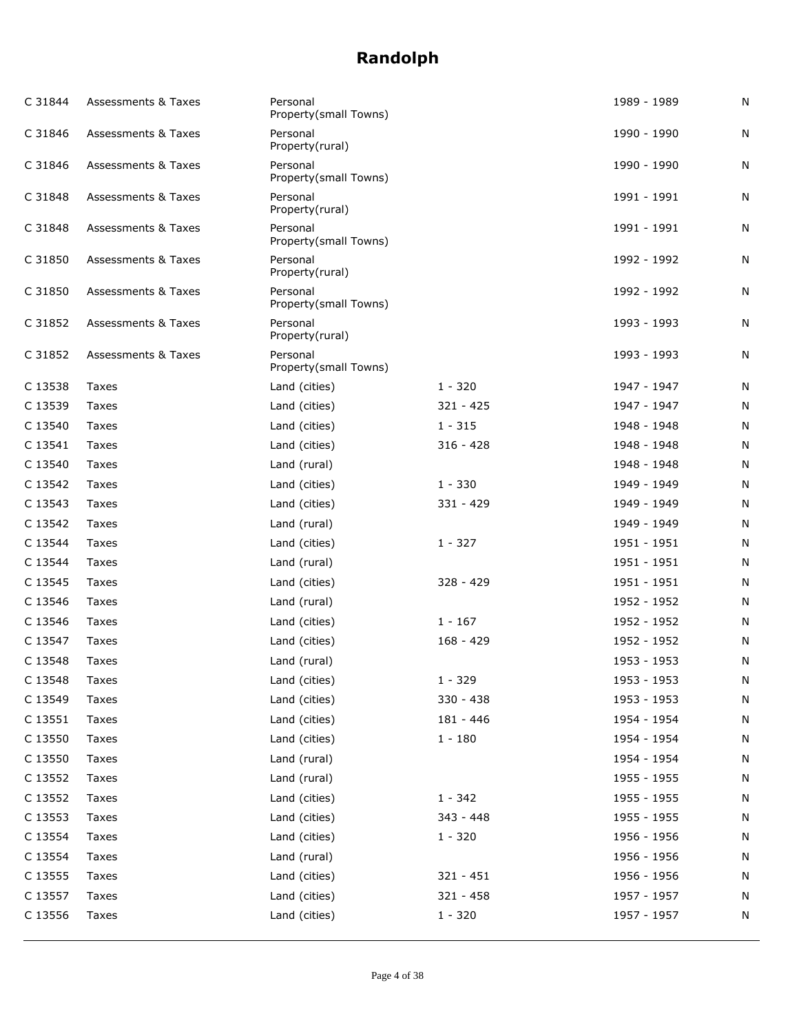# Randolph

| | | | | | |
|---|---|---|---|---|---|
| C 31844 | Assessments & Taxes | Personal Property(small Towns) | | 1989 - 1989 | N |
| C 31846 | Assessments & Taxes | Personal Property(rural) | | 1990 - 1990 | N |
| C 31846 | Assessments & Taxes | Personal Property(small Towns) | | 1990 - 1990 | N |
| C 31848 | Assessments & Taxes | Personal Property(rural) | | 1991 - 1991 | N |
| C 31848 | Assessments & Taxes | Personal Property(small Towns) | | 1991 - 1991 | N |
| C 31850 | Assessments & Taxes | Personal Property(rural) | | 1992 - 1992 | N |
| C 31850 | Assessments & Taxes | Personal Property(small Towns) | | 1992 - 1992 | N |
| C 31852 | Assessments & Taxes | Personal Property(rural) | | 1993 - 1993 | N |
| C 31852 | Assessments & Taxes | Personal Property(small Towns) | | 1993 - 1993 | N |
| C 13538 | Taxes | Land (cities) | 1 - 320 | 1947 - 1947 | N |
| C 13539 | Taxes | Land (cities) | 321 - 425 | 1947 - 1947 | N |
| C 13540 | Taxes | Land (cities) | 1 - 315 | 1948 - 1948 | N |
| C 13541 | Taxes | Land (cities) | 316 - 428 | 1948 - 1948 | N |
| C 13540 | Taxes | Land (rural) | | 1948 - 1948 | N |
| C 13542 | Taxes | Land (cities) | 1 - 330 | 1949 - 1949 | N |
| C 13543 | Taxes | Land (cities) | 331 - 429 | 1949 - 1949 | N |
| C 13542 | Taxes | Land (rural) | | 1949 - 1949 | N |
| C 13544 | Taxes | Land (cities) | 1 - 327 | 1951 - 1951 | N |
| C 13544 | Taxes | Land (rural) | | 1951 - 1951 | N |
| C 13545 | Taxes | Land (cities) | 328 - 429 | 1951 - 1951 | N |
| C 13546 | Taxes | Land (rural) | | 1952 - 1952 | N |
| C 13546 | Taxes | Land (cities) | 1 - 167 | 1952 - 1952 | N |
| C 13547 | Taxes | Land (cities) | 168 - 429 | 1952 - 1952 | N |
| C 13548 | Taxes | Land (rural) | | 1953 - 1953 | N |
| C 13548 | Taxes | Land (cities) | 1 - 329 | 1953 - 1953 | N |
| C 13549 | Taxes | Land (cities) | 330 - 438 | 1953 - 1953 | N |
| C 13551 | Taxes | Land (cities) | 181 - 446 | 1954 - 1954 | N |
| C 13550 | Taxes | Land (cities) | 1 - 180 | 1954 - 1954 | N |
| C 13550 | Taxes | Land (rural) | | 1954 - 1954 | N |
| C 13552 | Taxes | Land (rural) | | 1955 - 1955 | N |
| C 13552 | Taxes | Land (cities) | 1 - 342 | 1955 - 1955 | N |
| C 13553 | Taxes | Land (cities) | 343 - 448 | 1955 - 1955 | N |
| C 13554 | Taxes | Land (cities) | 1 - 320 | 1956 - 1956 | N |
| C 13554 | Taxes | Land (rural) | | 1956 - 1956 | N |
| C 13555 | Taxes | Land (cities) | 321 - 451 | 1956 - 1956 | N |
| C 13557 | Taxes | Land (cities) | 321 - 458 | 1957 - 1957 | N |
| C 13556 | Taxes | Land (cities) | 1 - 320 | 1957 - 1957 | N |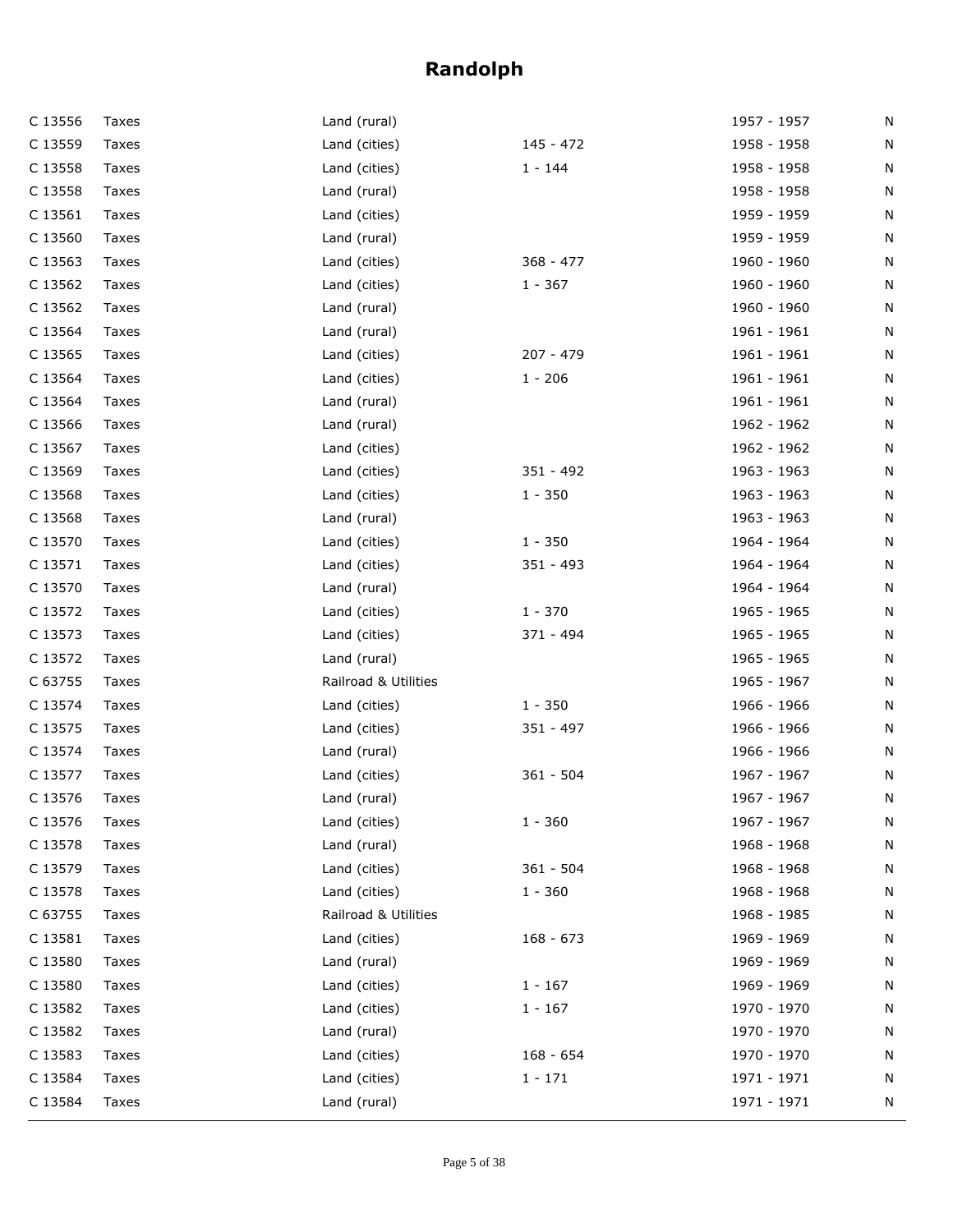# Randolph

| | | | | | |
|---|---|---|---|---|---|
| C 13556 | Taxes | Land (rural) | | 1957 - 1957 | N |
| C 13559 | Taxes | Land (cities) | 145 - 472 | 1958 - 1958 | N |
| C 13558 | Taxes | Land (cities) | 1 - 144 | 1958 - 1958 | N |
| C 13558 | Taxes | Land (rural) | | 1958 - 1958 | N |
| C 13561 | Taxes | Land (cities) | | 1959 - 1959 | N |
| C 13560 | Taxes | Land (rural) | | 1959 - 1959 | N |
| C 13563 | Taxes | Land (cities) | 368 - 477 | 1960 - 1960 | N |
| C 13562 | Taxes | Land (cities) | 1 - 367 | 1960 - 1960 | N |
| C 13562 | Taxes | Land (rural) | | 1960 - 1960 | N |
| C 13564 | Taxes | Land (rural) | | 1961 - 1961 | N |
| C 13565 | Taxes | Land (cities) | 207 - 479 | 1961 - 1961 | N |
| C 13564 | Taxes | Land (cities) | 1 - 206 | 1961 - 1961 | N |
| C 13564 | Taxes | Land (rural) | | 1961 - 1961 | N |
| C 13566 | Taxes | Land (rural) | | 1962 - 1962 | N |
| C 13567 | Taxes | Land (cities) | | 1962 - 1962 | N |
| C 13569 | Taxes | Land (cities) | 351 - 492 | 1963 - 1963 | N |
| C 13568 | Taxes | Land (cities) | 1 - 350 | 1963 - 1963 | N |
| C 13568 | Taxes | Land (rural) | | 1963 - 1963 | N |
| C 13570 | Taxes | Land (cities) | 1 - 350 | 1964 - 1964 | N |
| C 13571 | Taxes | Land (cities) | 351 - 493 | 1964 - 1964 | N |
| C 13570 | Taxes | Land (rural) | | 1964 - 1964 | N |
| C 13572 | Taxes | Land (cities) | 1 - 370 | 1965 - 1965 | N |
| C 13573 | Taxes | Land (cities) | 371 - 494 | 1965 - 1965 | N |
| C 13572 | Taxes | Land (rural) | | 1965 - 1965 | N |
| C 63755 | Taxes | Railroad & Utilities | | 1965 - 1967 | N |
| C 13574 | Taxes | Land (cities) | 1 - 350 | 1966 - 1966 | N |
| C 13575 | Taxes | Land (cities) | 351 - 497 | 1966 - 1966 | N |
| C 13574 | Taxes | Land (rural) | | 1966 - 1966 | N |
| C 13577 | Taxes | Land (cities) | 361 - 504 | 1967 - 1967 | N |
| C 13576 | Taxes | Land (rural) | | 1967 - 1967 | N |
| C 13576 | Taxes | Land (cities) | 1 - 360 | 1967 - 1967 | N |
| C 13578 | Taxes | Land (rural) | | 1968 - 1968 | N |
| C 13579 | Taxes | Land (cities) | 361 - 504 | 1968 - 1968 | N |
| C 13578 | Taxes | Land (cities) | 1 - 360 | 1968 - 1968 | N |
| C 63755 | Taxes | Railroad & Utilities | | 1968 - 1985 | N |
| C 13581 | Taxes | Land (cities) | 168 - 673 | 1969 - 1969 | N |
| C 13580 | Taxes | Land (rural) | | 1969 - 1969 | N |
| C 13580 | Taxes | Land (cities) | 1 - 167 | 1969 - 1969 | N |
| C 13582 | Taxes | Land (cities) | 1 - 167 | 1970 - 1970 | N |
| C 13582 | Taxes | Land (rural) | | 1970 - 1970 | N |
| C 13583 | Taxes | Land (cities) | 168 - 654 | 1970 - 1970 | N |
| C 13584 | Taxes | Land (cities) | 1 - 171 | 1971 - 1971 | N |
| C 13584 | Taxes | Land (rural) | | 1971 - 1971 | N |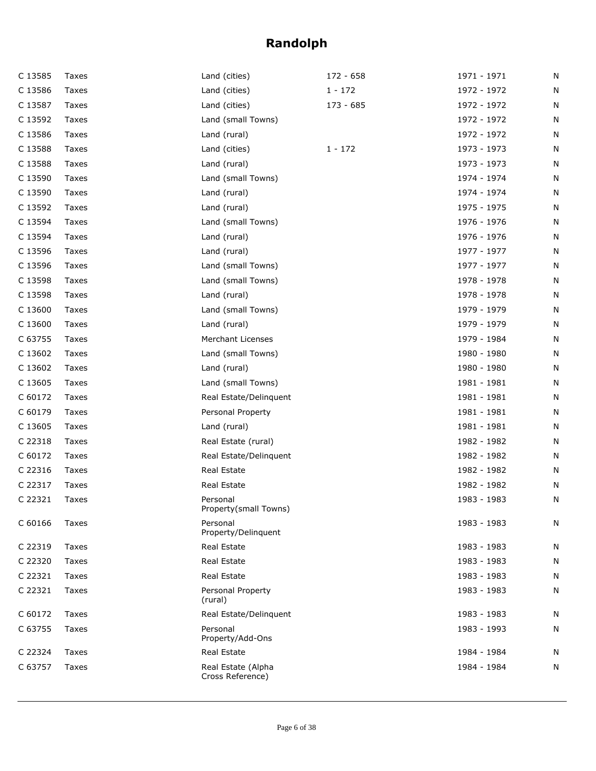# Randolph

| | | | | | |
|---|---|---|---|---|---|
| C 13585 | Taxes | Land (cities) | 172 - 658 | 1971 - 1971 | N |
| C 13586 | Taxes | Land (cities) | 1 - 172 | 1972 - 1972 | N |
| C 13587 | Taxes | Land (cities) | 173 - 685 | 1972 - 1972 | N |
| C 13592 | Taxes | Land (small Towns) | | 1972 - 1972 | N |
| C 13586 | Taxes | Land (rural) | | 1972 - 1972 | N |
| C 13588 | Taxes | Land (cities) | 1 - 172 | 1973 - 1973 | N |
| C 13588 | Taxes | Land (rural) | | 1973 - 1973 | N |
| C 13590 | Taxes | Land (small Towns) | | 1974 - 1974 | N |
| C 13590 | Taxes | Land (rural) | | 1974 - 1974 | N |
| C 13592 | Taxes | Land (rural) | | 1975 - 1975 | N |
| C 13594 | Taxes | Land (small Towns) | | 1976 - 1976 | N |
| C 13594 | Taxes | Land (rural) | | 1976 - 1976 | N |
| C 13596 | Taxes | Land (rural) | | 1977 - 1977 | N |
| C 13596 | Taxes | Land (small Towns) | | 1977 - 1977 | N |
| C 13598 | Taxes | Land (small Towns) | | 1978 - 1978 | N |
| C 13598 | Taxes | Land (rural) | | 1978 - 1978 | N |
| C 13600 | Taxes | Land (small Towns) | | 1979 - 1979 | N |
| C 13600 | Taxes | Land (rural) | | 1979 - 1979 | N |
| C 63755 | Taxes | Merchant Licenses | | 1979 - 1984 | N |
| C 13602 | Taxes | Land (small Towns) | | 1980 - 1980 | N |
| C 13602 | Taxes | Land (rural) | | 1980 - 1980 | N |
| C 13605 | Taxes | Land (small Towns) | | 1981 - 1981 | N |
| C 60172 | Taxes | Real Estate/Delinquent | | 1981 - 1981 | N |
| C 60179 | Taxes | Personal Property | | 1981 - 1981 | N |
| C 13605 | Taxes | Land (rural) | | 1981 - 1981 | N |
| C 22318 | Taxes | Real Estate (rural) | | 1982 - 1982 | N |
| C 60172 | Taxes | Real Estate/Delinquent | | 1982 - 1982 | N |
| C 22316 | Taxes | Real Estate | | 1982 - 1982 | N |
| C 22317 | Taxes | Real Estate | | 1982 - 1982 | N |
| C 22321 | Taxes | Personal Property(small Towns) | | 1983 - 1983 | N |
| C 60166 | Taxes | Personal Property/Delinquent | | 1983 - 1983 | N |
| C 22319 | Taxes | Real Estate | | 1983 - 1983 | N |
| C 22320 | Taxes | Real Estate | | 1983 - 1983 | N |
| C 22321 | Taxes | Real Estate | | 1983 - 1983 | N |
| C 22321 | Taxes | Personal Property (rural) | | 1983 - 1983 | N |
| C 60172 | Taxes | Real Estate/Delinquent | | 1983 - 1983 | N |
| C 63755 | Taxes | Personal Property/Add-Ons | | 1983 - 1993 | N |
| C 22324 | Taxes | Real Estate | | 1984 - 1984 | N |
| C 63757 | Taxes | Real Estate (Alpha Cross Reference) | | 1984 - 1984 | N |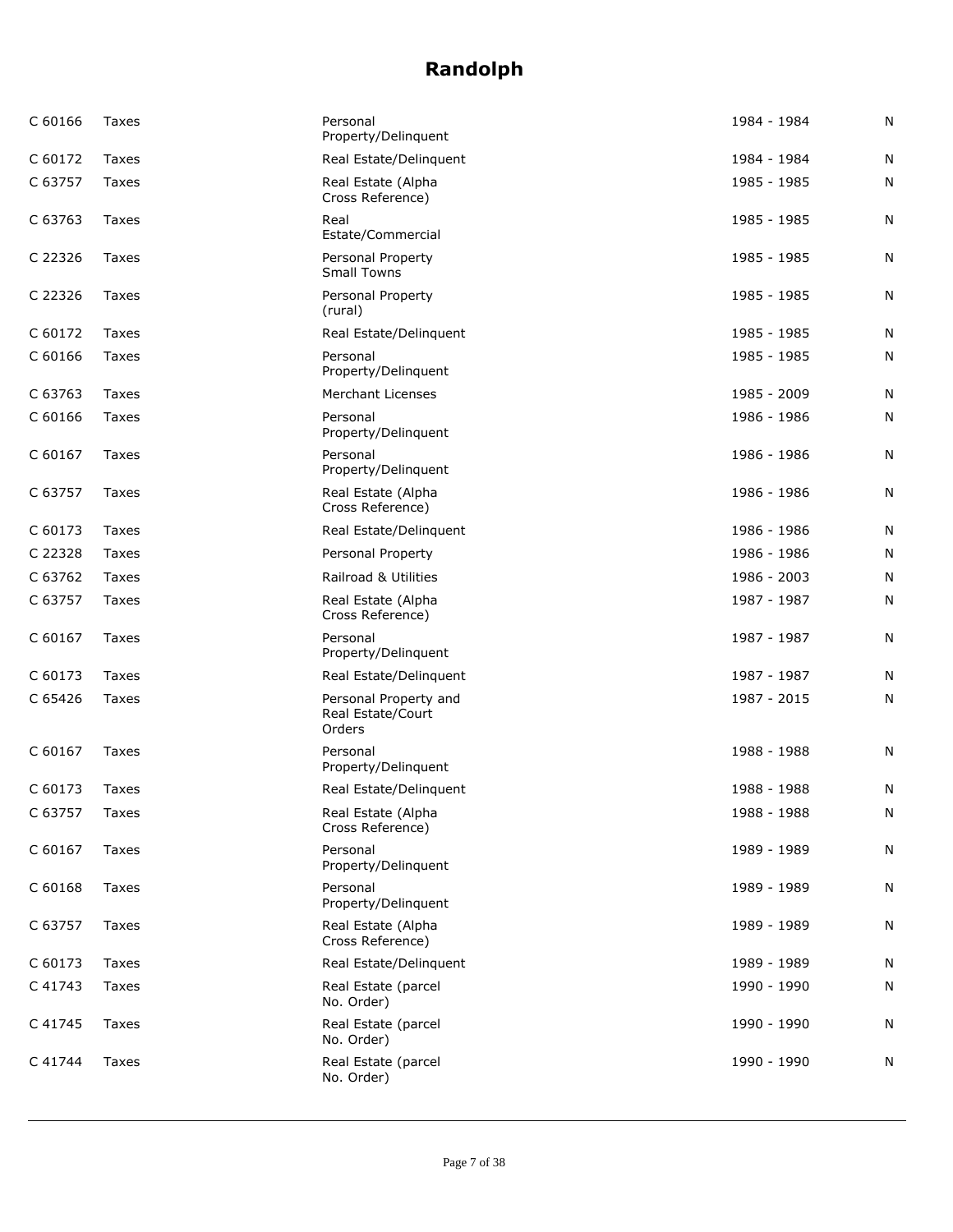# Randolph

| | | | | |
|---|---|---|---|---|
| C 60166 | Taxes | Personal Property/Delinquent | 1984 - 1984 | N |
| C 60172 | Taxes | Real Estate/Delinquent | 1984 - 1984 | N |
| C 63757 | Taxes | Real Estate (Alpha Cross Reference) | 1985 - 1985 | N |
| C 63763 | Taxes | Real Estate/Commercial | 1985 - 1985 | N |
| C 22326 | Taxes | Personal Property Small Towns | 1985 - 1985 | N |
| C 22326 | Taxes | Personal Property (rural) | 1985 - 1985 | N |
| C 60172 | Taxes | Real Estate/Delinquent | 1985 - 1985 | N |
| C 60166 | Taxes | Personal Property/Delinquent | 1985 - 1985 | N |
| C 63763 | Taxes | Merchant Licenses | 1985 - 2009 | N |
| C 60166 | Taxes | Personal Property/Delinquent | 1986 - 1986 | N |
| C 60167 | Taxes | Personal Property/Delinquent | 1986 - 1986 | N |
| C 63757 | Taxes | Real Estate (Alpha Cross Reference) | 1986 - 1986 | N |
| C 60173 | Taxes | Real Estate/Delinquent | 1986 - 1986 | N |
| C 22328 | Taxes | Personal Property | 1986 - 1986 | N |
| C 63762 | Taxes | Railroad & Utilities | 1986 - 2003 | N |
| C 63757 | Taxes | Real Estate (Alpha Cross Reference) | 1987 - 1987 | N |
| C 60167 | Taxes | Personal Property/Delinquent | 1987 - 1987 | N |
| C 60173 | Taxes | Real Estate/Delinquent | 1987 - 1987 | N |
| C 65426 | Taxes | Personal Property and Real Estate/Court Orders | 1987 - 2015 | N |
| C 60167 | Taxes | Personal Property/Delinquent | 1988 - 1988 | N |
| C 60173 | Taxes | Real Estate/Delinquent | 1988 - 1988 | N |
| C 63757 | Taxes | Real Estate (Alpha Cross Reference) | 1988 - 1988 | N |
| C 60167 | Taxes | Personal Property/Delinquent | 1989 - 1989 | N |
| C 60168 | Taxes | Personal Property/Delinquent | 1989 - 1989 | N |
| C 63757 | Taxes | Real Estate (Alpha Cross Reference) | 1989 - 1989 | N |
| C 60173 | Taxes | Real Estate/Delinquent | 1989 - 1989 | N |
| C 41743 | Taxes | Real Estate (parcel No. Order) | 1990 - 1990 | N |
| C 41745 | Taxes | Real Estate (parcel No. Order) | 1990 - 1990 | N |
| C 41744 | Taxes | Real Estate (parcel No. Order) | 1990 - 1990 | N |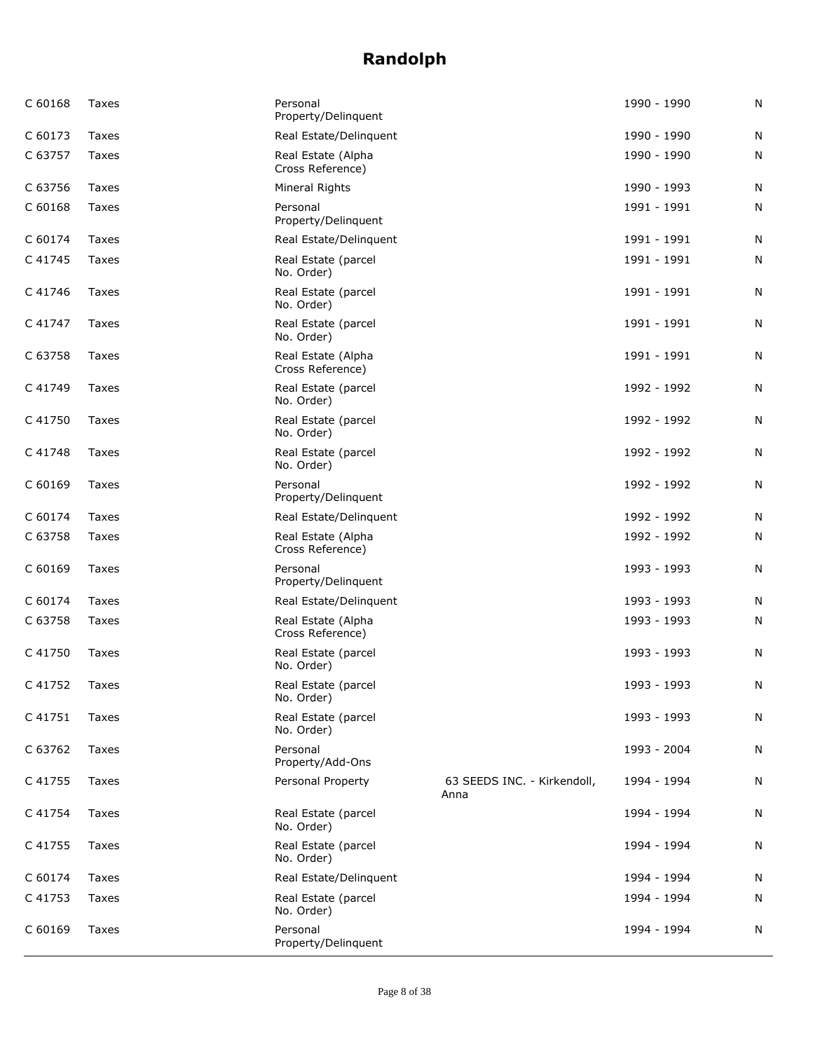# Randolph

| | | | | | |
|---|---|---|---|---|---|
| C 60168 | Taxes | Personal Property/Delinquent | | 1990 - 1990 | N |
| C 60173 | Taxes | Real Estate/Delinquent | | 1990 - 1990 | N |
| C 63757 | Taxes | Real Estate (Alpha Cross Reference) | | 1990 - 1990 | N |
| C 63756 | Taxes | Mineral Rights | | 1990 - 1993 | N |
| C 60168 | Taxes | Personal Property/Delinquent | | 1991 - 1991 | N |
| C 60174 | Taxes | Real Estate/Delinquent | | 1991 - 1991 | N |
| C 41745 | Taxes | Real Estate (parcel No. Order) | | 1991 - 1991 | N |
| C 41746 | Taxes | Real Estate (parcel No. Order) | | 1991 - 1991 | N |
| C 41747 | Taxes | Real Estate (parcel No. Order) | | 1991 - 1991 | N |
| C 63758 | Taxes | Real Estate (Alpha Cross Reference) | | 1991 - 1991 | N |
| C 41749 | Taxes | Real Estate (parcel No. Order) | | 1992 - 1992 | N |
| C 41750 | Taxes | Real Estate (parcel No. Order) | | 1992 - 1992 | N |
| C 41748 | Taxes | Real Estate (parcel No. Order) | | 1992 - 1992 | N |
| C 60169 | Taxes | Personal Property/Delinquent | | 1992 - 1992 | N |
| C 60174 | Taxes | Real Estate/Delinquent | | 1992 - 1992 | N |
| C 63758 | Taxes | Real Estate (Alpha Cross Reference) | | 1992 - 1992 | N |
| C 60169 | Taxes | Personal Property/Delinquent | | 1993 - 1993 | N |
| C 60174 | Taxes | Real Estate/Delinquent | | 1993 - 1993 | N |
| C 63758 | Taxes | Real Estate (Alpha Cross Reference) | | 1993 - 1993 | N |
| C 41750 | Taxes | Real Estate (parcel No. Order) | | 1993 - 1993 | N |
| C 41752 | Taxes | Real Estate (parcel No. Order) | | 1993 - 1993 | N |
| C 41751 | Taxes | Real Estate (parcel No. Order) | | 1993 - 1993 | N |
| C 63762 | Taxes | Personal Property/Add-Ons | | 1993 - 2004 | N |
| C 41755 | Taxes | Personal Property | 63 SEEDS INC. - Kirkendoll, Anna | 1994 - 1994 | N |
| C 41754 | Taxes | Real Estate (parcel No. Order) | | 1994 - 1994 | N |
| C 41755 | Taxes | Real Estate (parcel No. Order) | | 1994 - 1994 | N |
| C 60174 | Taxes | Real Estate/Delinquent | | 1994 - 1994 | N |
| C 41753 | Taxes | Real Estate (parcel No. Order) | | 1994 - 1994 | N |
| C 60169 | Taxes | Personal Property/Delinquent | | 1994 - 1994 | N |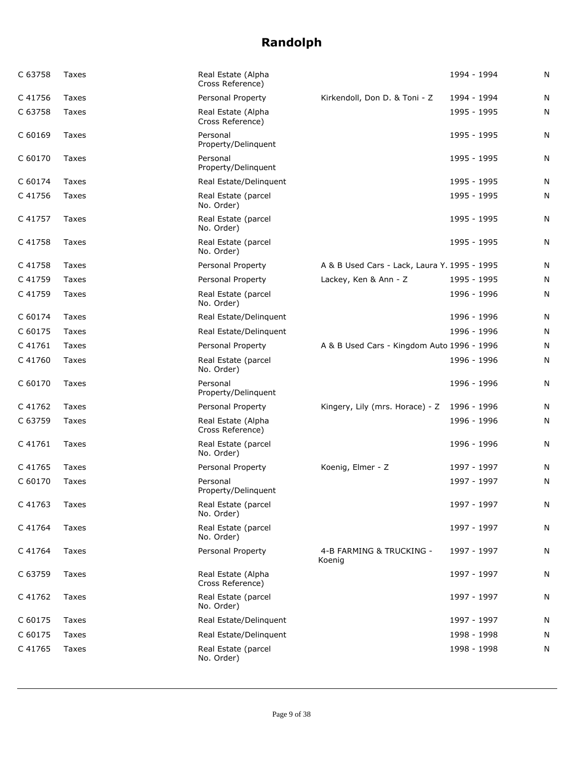# Randolph

| | | | | | |
|---|---|---|---|---|---|
| C 63758 | Taxes | Real Estate (Alpha Cross Reference) | | 1994 - 1994 | N |
| C 41756 | Taxes | Personal Property | Kirkendoll, Don D. & Toni - Z | 1994 - 1994 | N |
| C 63758 | Taxes | Real Estate (Alpha Cross Reference) | | 1995 - 1995 | N |
| C 60169 | Taxes | Personal Property/Delinquent | | 1995 - 1995 | N |
| C 60170 | Taxes | Personal Property/Delinquent | | 1995 - 1995 | N |
| C 60174 | Taxes | Real Estate/Delinquent | | 1995 - 1995 | N |
| C 41756 | Taxes | Real Estate (parcel No. Order) | | 1995 - 1995 | N |
| C 41757 | Taxes | Real Estate (parcel No. Order) | | 1995 - 1995 | N |
| C 41758 | Taxes | Real Estate (parcel No. Order) | | 1995 - 1995 | N |
| C 41758 | Taxes | Personal Property | A & B Used Cars - Lack, Laura Y. | 1995 - 1995 | N |
| C 41759 | Taxes | Personal Property | Lackey, Ken & Ann - Z | 1995 - 1995 | N |
| C 41759 | Taxes | Real Estate (parcel No. Order) | | 1996 - 1996 | N |
| C 60174 | Taxes | Real Estate/Delinquent | | 1996 - 1996 | N |
| C 60175 | Taxes | Real Estate/Delinquent | | 1996 - 1996 | N |
| C 41761 | Taxes | Personal Property | A & B Used Cars - Kingdom Auto | 1996 - 1996 | N |
| C 41760 | Taxes | Real Estate (parcel No. Order) | | 1996 - 1996 | N |
| C 60170 | Taxes | Personal Property/Delinquent | | 1996 - 1996 | N |
| C 41762 | Taxes | Personal Property | Kingery, Lily (mrs. Horace) - Z | 1996 - 1996 | N |
| C 63759 | Taxes | Real Estate (Alpha Cross Reference) | | 1996 - 1996 | N |
| C 41761 | Taxes | Real Estate (parcel No. Order) | | 1996 - 1996 | N |
| C 41765 | Taxes | Personal Property | Koenig, Elmer - Z | 1997 - 1997 | N |
| C 60170 | Taxes | Personal Property/Delinquent | | 1997 - 1997 | N |
| C 41763 | Taxes | Real Estate (parcel No. Order) | | 1997 - 1997 | N |
| C 41764 | Taxes | Real Estate (parcel No. Order) | | 1997 - 1997 | N |
| C 41764 | Taxes | Personal Property | 4-B FARMING & TRUCKING - Koenig | 1997 - 1997 | N |
| C 63759 | Taxes | Real Estate (Alpha Cross Reference) | | 1997 - 1997 | N |
| C 41762 | Taxes | Real Estate (parcel No. Order) | | 1997 - 1997 | N |
| C 60175 | Taxes | Real Estate/Delinquent | | 1997 - 1997 | N |
| C 60175 | Taxes | Real Estate/Delinquent | | 1998 - 1998 | N |
| C 41765 | Taxes | Real Estate (parcel No. Order) | | 1998 - 1998 | N |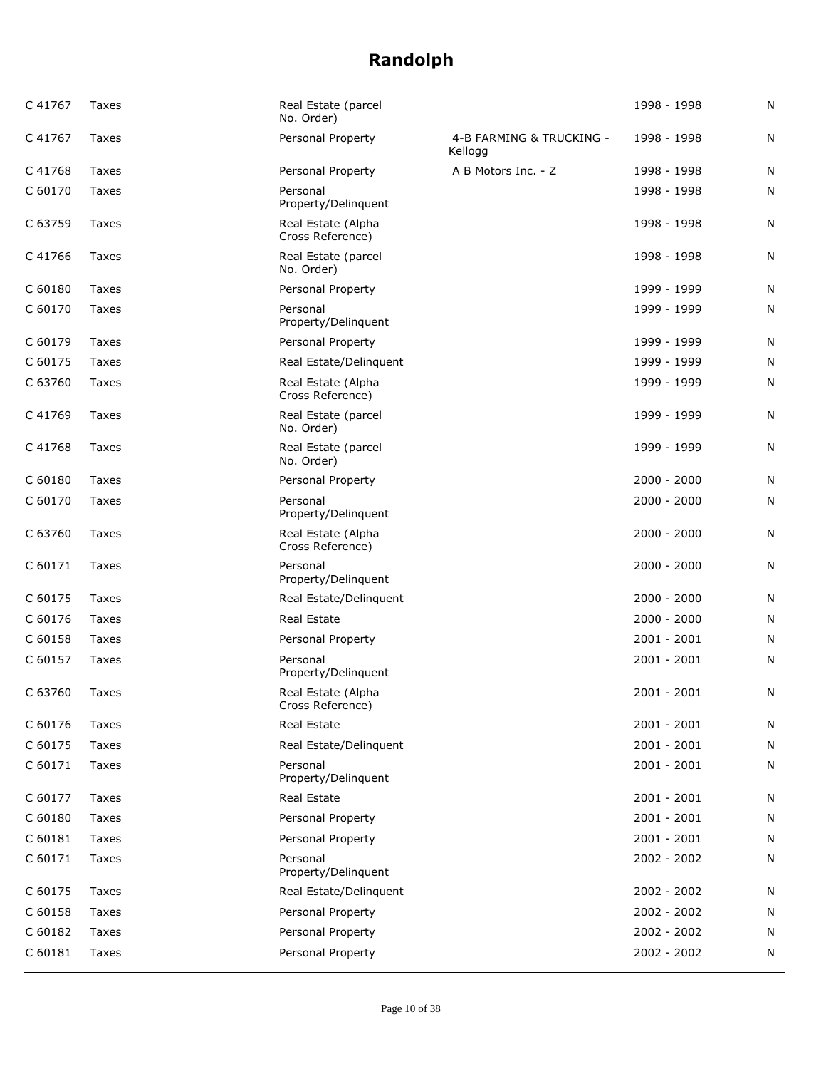# Randolph

| | | | | | |
|---|---|---|---|---|---|
| C 41767 | Taxes | Real Estate (parcel No. Order) | | 1998 - 1998 | N |
| C 41767 | Taxes | Personal Property | 4-B FARMING & TRUCKING - Kellogg | 1998 - 1998 | N |
| C 41768 | Taxes | Personal Property | A B Motors Inc. - Z | 1998 - 1998 | N |
| C 60170 | Taxes | Personal Property/Delinquent | | 1998 - 1998 | N |
| C 63759 | Taxes | Real Estate (Alpha Cross Reference) | | 1998 - 1998 | N |
| C 41766 | Taxes | Real Estate (parcel No. Order) | | 1998 - 1998 | N |
| C 60180 | Taxes | Personal Property | | 1999 - 1999 | N |
| C 60170 | Taxes | Personal Property/Delinquent | | 1999 - 1999 | N |
| C 60179 | Taxes | Personal Property | | 1999 - 1999 | N |
| C 60175 | Taxes | Real Estate/Delinquent | | 1999 - 1999 | N |
| C 63760 | Taxes | Real Estate (Alpha Cross Reference) | | 1999 - 1999 | N |
| C 41769 | Taxes | Real Estate (parcel No. Order) | | 1999 - 1999 | N |
| C 41768 | Taxes | Real Estate (parcel No. Order) | | 1999 - 1999 | N |
| C 60180 | Taxes | Personal Property | | 2000 - 2000 | N |
| C 60170 | Taxes | Personal Property/Delinquent | | 2000 - 2000 | N |
| C 63760 | Taxes | Real Estate (Alpha Cross Reference) | | 2000 - 2000 | N |
| C 60171 | Taxes | Personal Property/Delinquent | | 2000 - 2000 | N |
| C 60175 | Taxes | Real Estate/Delinquent | | 2000 - 2000 | N |
| C 60176 | Taxes | Real Estate | | 2000 - 2000 | N |
| C 60158 | Taxes | Personal Property | | 2001 - 2001 | N |
| C 60157 | Taxes | Personal Property/Delinquent | | 2001 - 2001 | N |
| C 63760 | Taxes | Real Estate (Alpha Cross Reference) | | 2001 - 2001 | N |
| C 60176 | Taxes | Real Estate | | 2001 - 2001 | N |
| C 60175 | Taxes | Real Estate/Delinquent | | 2001 - 2001 | N |
| C 60171 | Taxes | Personal Property/Delinquent | | 2001 - 2001 | N |
| C 60177 | Taxes | Real Estate | | 2001 - 2001 | N |
| C 60180 | Taxes | Personal Property | | 2001 - 2001 | N |
| C 60181 | Taxes | Personal Property | | 2001 - 2001 | N |
| C 60171 | Taxes | Personal Property/Delinquent | | 2002 - 2002 | N |
| C 60175 | Taxes | Real Estate/Delinquent | | 2002 - 2002 | N |
| C 60158 | Taxes | Personal Property | | 2002 - 2002 | N |
| C 60182 | Taxes | Personal Property | | 2002 - 2002 | N |
| C 60181 | Taxes | Personal Property | | 2002 - 2002 | N |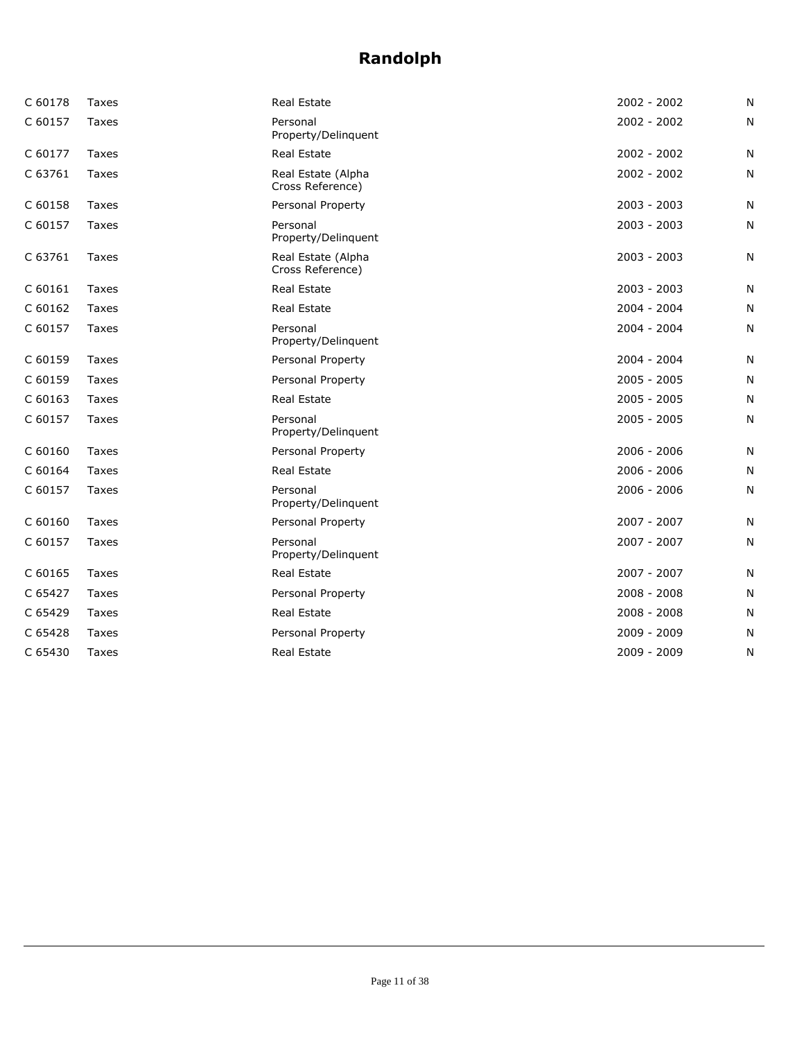# Randolph

| | | | | |
|---|---|---|---|---|
| C 60178 | Taxes | Real Estate | 2002 - 2002 | N |
| C 60157 | Taxes | Personal Property/Delinquent | 2002 - 2002 | N |
| C 60177 | Taxes | Real Estate | 2002 - 2002 | N |
| C 63761 | Taxes | Real Estate (Alpha Cross Reference) | 2002 - 2002 | N |
| C 60158 | Taxes | Personal Property | 2003 - 2003 | N |
| C 60157 | Taxes | Personal Property/Delinquent | 2003 - 2003 | N |
| C 63761 | Taxes | Real Estate (Alpha Cross Reference) | 2003 - 2003 | N |
| C 60161 | Taxes | Real Estate | 2003 - 2003 | N |
| C 60162 | Taxes | Real Estate | 2004 - 2004 | N |
| C 60157 | Taxes | Personal Property/Delinquent | 2004 - 2004 | N |
| C 60159 | Taxes | Personal Property | 2004 - 2004 | N |
| C 60159 | Taxes | Personal Property | 2005 - 2005 | N |
| C 60163 | Taxes | Real Estate | 2005 - 2005 | N |
| C 60157 | Taxes | Personal Property/Delinquent | 2005 - 2005 | N |
| C 60160 | Taxes | Personal Property | 2006 - 2006 | N |
| C 60164 | Taxes | Real Estate | 2006 - 2006 | N |
| C 60157 | Taxes | Personal Property/Delinquent | 2006 - 2006 | N |
| C 60160 | Taxes | Personal Property | 2007 - 2007 | N |
| C 60157 | Taxes | Personal Property/Delinquent | 2007 - 2007 | N |
| C 60165 | Taxes | Real Estate | 2007 - 2007 | N |
| C 65427 | Taxes | Personal Property | 2008 - 2008 | N |
| C 65429 | Taxes | Real Estate | 2008 - 2008 | N |
| C 65428 | Taxes | Personal Property | 2009 - 2009 | N |
| C 65430 | Taxes | Real Estate | 2009 - 2009 | N |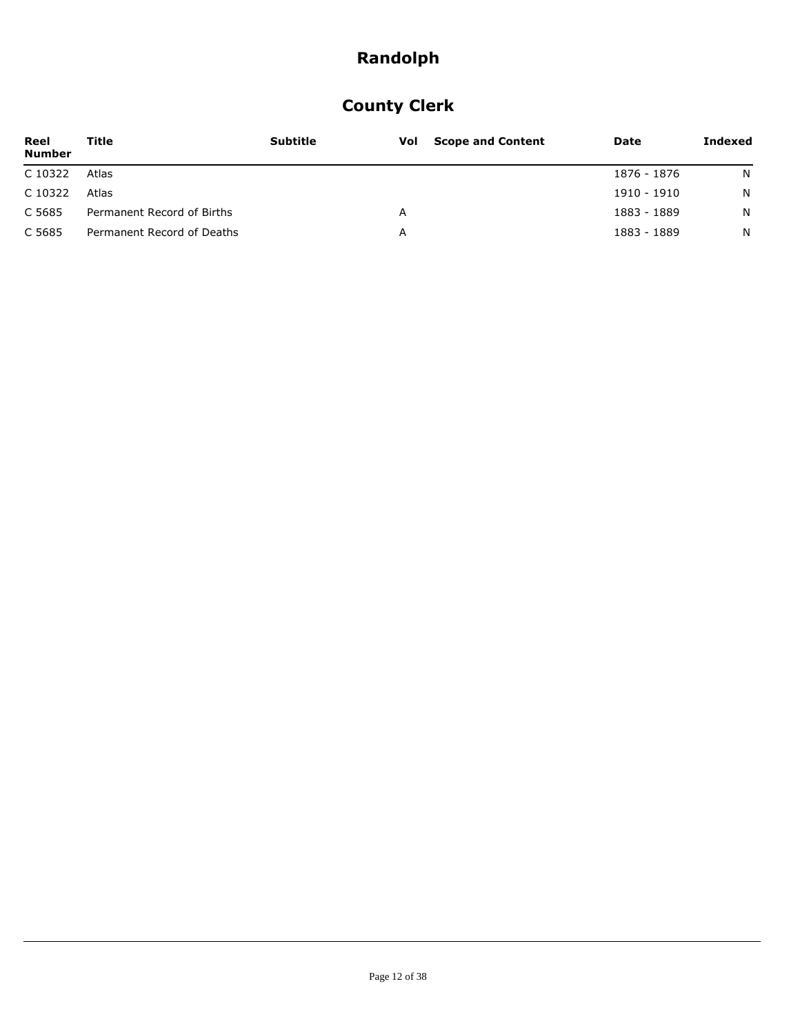# Randolph

## County Clerk

| Reel Number | Title | Subtitle | Vol | Scope and Content | Date | Indexed |
|---|---|---|---|---|---|---|
| C 10322 | Atlas | | | | 1876 - 1876 | N |
| C 10322 | Atlas | | | | 1910 - 1910 | N |
| C 5685 | Permanent Record of Births | | A | | 1883 - 1889 | N |
| C 5685 | Permanent Record of Deaths | | A | | 1883 - 1889 | N |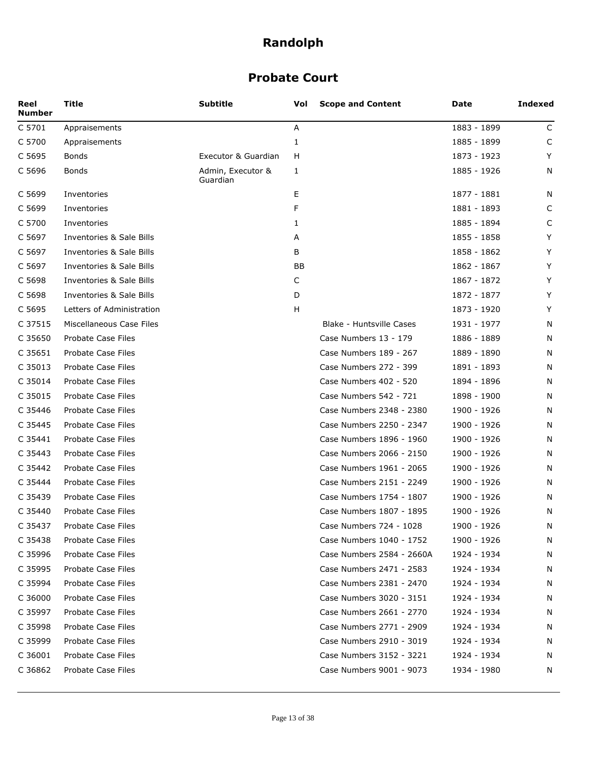# Randolph

## Probate Court

| Reel Number | Title | Subtitle | Vol | Scope and Content | Date | Indexed |
|---|---|---|---|---|---|---|
| C 5701 | Appraisements | | A | | 1883 - 1899 | C |
| C 5700 | Appraisements | | 1 | | 1885 - 1899 | C |
| C 5695 | Bonds | Executor & Guardian | H | | 1873 - 1923 | Y |
| C 5696 | Bonds | Admin, Executor & Guardian | 1 | | 1885 - 1926 | N |
| C 5699 | Inventories | | E | | 1877 - 1881 | N |
| C 5699 | Inventories | | F | | 1881 - 1893 | C |
| C 5700 | Inventories | | 1 | | 1885 - 1894 | C |
| C 5697 | Inventories & Sale Bills | | A | | 1855 - 1858 | Y |
| C 5697 | Inventories & Sale Bills | | B | | 1858 - 1862 | Y |
| C 5697 | Inventories & Sale Bills | | BB | | 1862 - 1867 | Y |
| C 5698 | Inventories & Sale Bills | | C | | 1867 - 1872 | Y |
| C 5698 | Inventories & Sale Bills | | D | | 1872 - 1877 | Y |
| C 5695 | Letters of Administration | | H | | 1873 - 1920 | Y |
| C 37515 | Miscellaneous Case Files | | | Blake - Huntsville Cases | 1931 - 1977 | N |
| C 35650 | Probate Case Files | | | Case Numbers 13 - 179 | 1886 - 1889 | N |
| C 35651 | Probate Case Files | | | Case Numbers 189 - 267 | 1889 - 1890 | N |
| C 35013 | Probate Case Files | | | Case Numbers 272 - 399 | 1891 - 1893 | N |
| C 35014 | Probate Case Files | | | Case Numbers 402 - 520 | 1894 - 1896 | N |
| C 35015 | Probate Case Files | | | Case Numbers 542 - 721 | 1898 - 1900 | N |
| C 35446 | Probate Case Files | | | Case Numbers 2348 - 2380 | 1900 - 1926 | N |
| C 35445 | Probate Case Files | | | Case Numbers 2250 - 2347 | 1900 - 1926 | N |
| C 35441 | Probate Case Files | | | Case Numbers 1896 - 1960 | 1900 - 1926 | N |
| C 35443 | Probate Case Files | | | Case Numbers 2066 - 2150 | 1900 - 1926 | N |
| C 35442 | Probate Case Files | | | Case Numbers 1961 - 2065 | 1900 - 1926 | N |
| C 35444 | Probate Case Files | | | Case Numbers 2151 - 2249 | 1900 - 1926 | N |
| C 35439 | Probate Case Files | | | Case Numbers 1754 - 1807 | 1900 - 1926 | N |
| C 35440 | Probate Case Files | | | Case Numbers 1807 - 1895 | 1900 - 1926 | N |
| C 35437 | Probate Case Files | | | Case Numbers 724 - 1028 | 1900 - 1926 | N |
| C 35438 | Probate Case Files | | | Case Numbers 1040 - 1752 | 1900 - 1926 | N |
| C 35996 | Probate Case Files | | | Case Numbers 2584 - 2660A | 1924 - 1934 | N |
| C 35995 | Probate Case Files | | | Case Numbers 2471 - 2583 | 1924 - 1934 | N |
| C 35994 | Probate Case Files | | | Case Numbers 2381 - 2470 | 1924 - 1934 | N |
| C 36000 | Probate Case Files | | | Case Numbers 3020 - 3151 | 1924 - 1934 | N |
| C 35997 | Probate Case Files | | | Case Numbers 2661 - 2770 | 1924 - 1934 | N |
| C 35998 | Probate Case Files | | | Case Numbers 2771 - 2909 | 1924 - 1934 | N |
| C 35999 | Probate Case Files | | | Case Numbers 2910 - 3019 | 1924 - 1934 | N |
| C 36001 | Probate Case Files | | | Case Numbers 3152 - 3221 | 1924 - 1934 | N |
| C 36862 | Probate Case Files | | | Case Numbers 9001 - 9073 | 1934 - 1980 | N |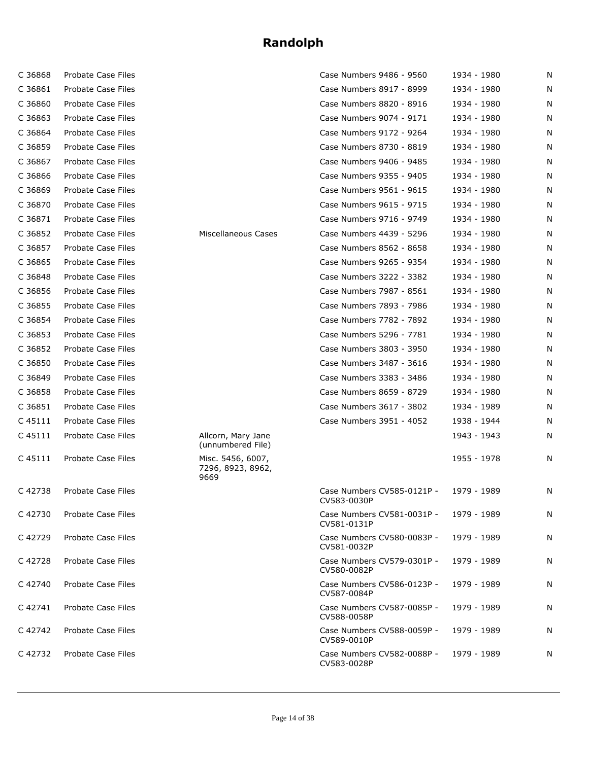# Randolph

| | | | | | |
|---|---|---|---|---|---|
| C 36868 | Probate Case Files | | Case Numbers 9486 - 9560 | 1934 - 1980 | N |
| C 36861 | Probate Case Files | | Case Numbers 8917 - 8999 | 1934 - 1980 | N |
| C 36860 | Probate Case Files | | Case Numbers 8820 - 8916 | 1934 - 1980 | N |
| C 36863 | Probate Case Files | | Case Numbers 9074 - 9171 | 1934 - 1980 | N |
| C 36864 | Probate Case Files | | Case Numbers 9172 - 9264 | 1934 - 1980 | N |
| C 36859 | Probate Case Files | | Case Numbers 8730 - 8819 | 1934 - 1980 | N |
| C 36867 | Probate Case Files | | Case Numbers 9406 - 9485 | 1934 - 1980 | N |
| C 36866 | Probate Case Files | | Case Numbers 9355 - 9405 | 1934 - 1980 | N |
| C 36869 | Probate Case Files | | Case Numbers 9561 - 9615 | 1934 - 1980 | N |
| C 36870 | Probate Case Files | | Case Numbers 9615 - 9715 | 1934 - 1980 | N |
| C 36871 | Probate Case Files | | Case Numbers 9716 - 9749 | 1934 - 1980 | N |
| C 36852 | Probate Case Files | Miscellaneous Cases | Case Numbers 4439 - 5296 | 1934 - 1980 | N |
| C 36857 | Probate Case Files | | Case Numbers 8562 - 8658 | 1934 - 1980 | N |
| C 36865 | Probate Case Files | | Case Numbers 9265 - 9354 | 1934 - 1980 | N |
| C 36848 | Probate Case Files | | Case Numbers 3222 - 3382 | 1934 - 1980 | N |
| C 36856 | Probate Case Files | | Case Numbers 7987 - 8561 | 1934 - 1980 | N |
| C 36855 | Probate Case Files | | Case Numbers 7893 - 7986 | 1934 - 1980 | N |
| C 36854 | Probate Case Files | | Case Numbers 7782 - 7892 | 1934 - 1980 | N |
| C 36853 | Probate Case Files | | Case Numbers 5296 - 7781 | 1934 - 1980 | N |
| C 36852 | Probate Case Files | | Case Numbers 3803 - 3950 | 1934 - 1980 | N |
| C 36850 | Probate Case Files | | Case Numbers 3487 - 3616 | 1934 - 1980 | N |
| C 36849 | Probate Case Files | | Case Numbers 3383 - 3486 | 1934 - 1980 | N |
| C 36858 | Probate Case Files | | Case Numbers 8659 - 8729 | 1934 - 1980 | N |
| C 36851 | Probate Case Files | | Case Numbers 3617 - 3802 | 1934 - 1989 | N |
| C 45111 | Probate Case Files | | Case Numbers 3951 - 4052 | 1938 - 1944 | N |
| C 45111 | Probate Case Files | Allcorn, Mary Jane (unnumbered File) | | 1943 - 1943 | N |
| C 45111 | Probate Case Files | Misc. 5456, 6007, 7296, 8923, 8962, 9669 | | 1955 - 1978 | N |
| C 42738 | Probate Case Files | | Case Numbers CV585-0121P - CV583-0030P | 1979 - 1989 | N |
| C 42730 | Probate Case Files | | Case Numbers CV581-0031P - CV581-0131P | 1979 - 1989 | N |
| C 42729 | Probate Case Files | | Case Numbers CV580-0083P - CV581-0032P | 1979 - 1989 | N |
| C 42728 | Probate Case Files | | Case Numbers CV579-0301P - CV580-0082P | 1979 - 1989 | N |
| C 42740 | Probate Case Files | | Case Numbers CV586-0123P - CV587-0084P | 1979 - 1989 | N |
| C 42741 | Probate Case Files | | Case Numbers CV587-0085P - CV588-0058P | 1979 - 1989 | N |
| C 42742 | Probate Case Files | | Case Numbers CV588-0059P - CV589-0010P | 1979 - 1989 | N |
| C 42732 | Probate Case Files | | Case Numbers CV582-0088P - CV583-0028P | 1979 - 1989 | N |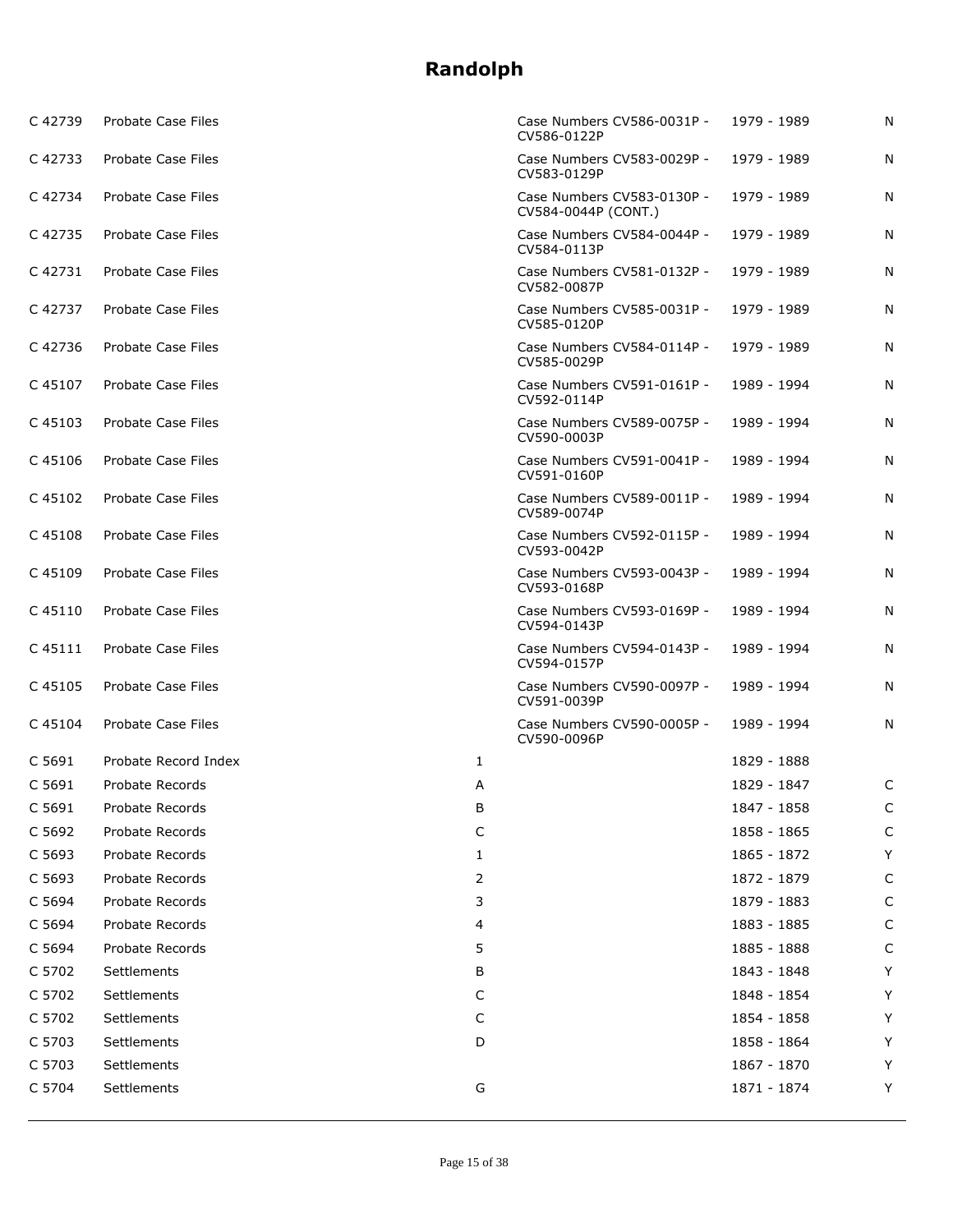# Randolph

| | | | | | |
|---|---|---|---|---|---|
| C 42739 | Probate Case Files | | Case Numbers CV586-0031P - CV586-0122P | 1979 - 1989 | N |
| C 42733 | Probate Case Files | | Case Numbers CV583-0029P - CV583-0129P | 1979 - 1989 | N |
| C 42734 | Probate Case Files | | Case Numbers CV583-0130P - CV584-0044P (CONT.) | 1979 - 1989 | N |
| C 42735 | Probate Case Files | | Case Numbers CV584-0044P - CV584-0113P | 1979 - 1989 | N |
| C 42731 | Probate Case Files | | Case Numbers CV581-0132P - CV582-0087P | 1979 - 1989 | N |
| C 42737 | Probate Case Files | | Case Numbers CV585-0031P - CV585-0120P | 1979 - 1989 | N |
| C 42736 | Probate Case Files | | Case Numbers CV584-0114P - CV585-0029P | 1979 - 1989 | N |
| C 45107 | Probate Case Files | | Case Numbers CV591-0161P - CV592-0114P | 1989 - 1994 | N |
| C 45103 | Probate Case Files | | Case Numbers CV589-0075P - CV590-0003P | 1989 - 1994 | N |
| C 45106 | Probate Case Files | | Case Numbers CV591-0041P - CV591-0160P | 1989 - 1994 | N |
| C 45102 | Probate Case Files | | Case Numbers CV589-0011P - CV589-0074P | 1989 - 1994 | N |
| C 45108 | Probate Case Files | | Case Numbers CV592-0115P - CV593-0042P | 1989 - 1994 | N |
| C 45109 | Probate Case Files | | Case Numbers CV593-0043P - CV593-0168P | 1989 - 1994 | N |
| C 45110 | Probate Case Files | | Case Numbers CV593-0169P - CV594-0143P | 1989 - 1994 | N |
| C 45111 | Probate Case Files | | Case Numbers CV594-0143P - CV594-0157P | 1989 - 1994 | N |
| C 45105 | Probate Case Files | | Case Numbers CV590-0097P - CV591-0039P | 1989 - 1994 | N |
| C 45104 | Probate Case Files | | Case Numbers CV590-0005P - CV590-0096P | 1989 - 1994 | N |
| C 5691 | Probate Record Index | 1 | | 1829 - 1888 | |
| C 5691 | Probate Records | A | | 1829 - 1847 | C |
| C 5691 | Probate Records | B | | 1847 - 1858 | C |
| C 5692 | Probate Records | C | | 1858 - 1865 | C |
| C 5693 | Probate Records | 1 | | 1865 - 1872 | Y |
| C 5693 | Probate Records | 2 | | 1872 - 1879 | C |
| C 5694 | Probate Records | 3 | | 1879 - 1883 | C |
| C 5694 | Probate Records | 4 | | 1883 - 1885 | C |
| C 5694 | Probate Records | 5 | | 1885 - 1888 | C |
| C 5702 | Settlements | B | | 1843 - 1848 | Y |
| C 5702 | Settlements | C | | 1848 - 1854 | Y |
| C 5702 | Settlements | C | | 1854 - 1858 | Y |
| C 5703 | Settlements | D | | 1858 - 1864 | Y |
| C 5703 | Settlements | | | 1867 - 1870 | Y |
| C 5704 | Settlements | G | | 1871 - 1874 | Y |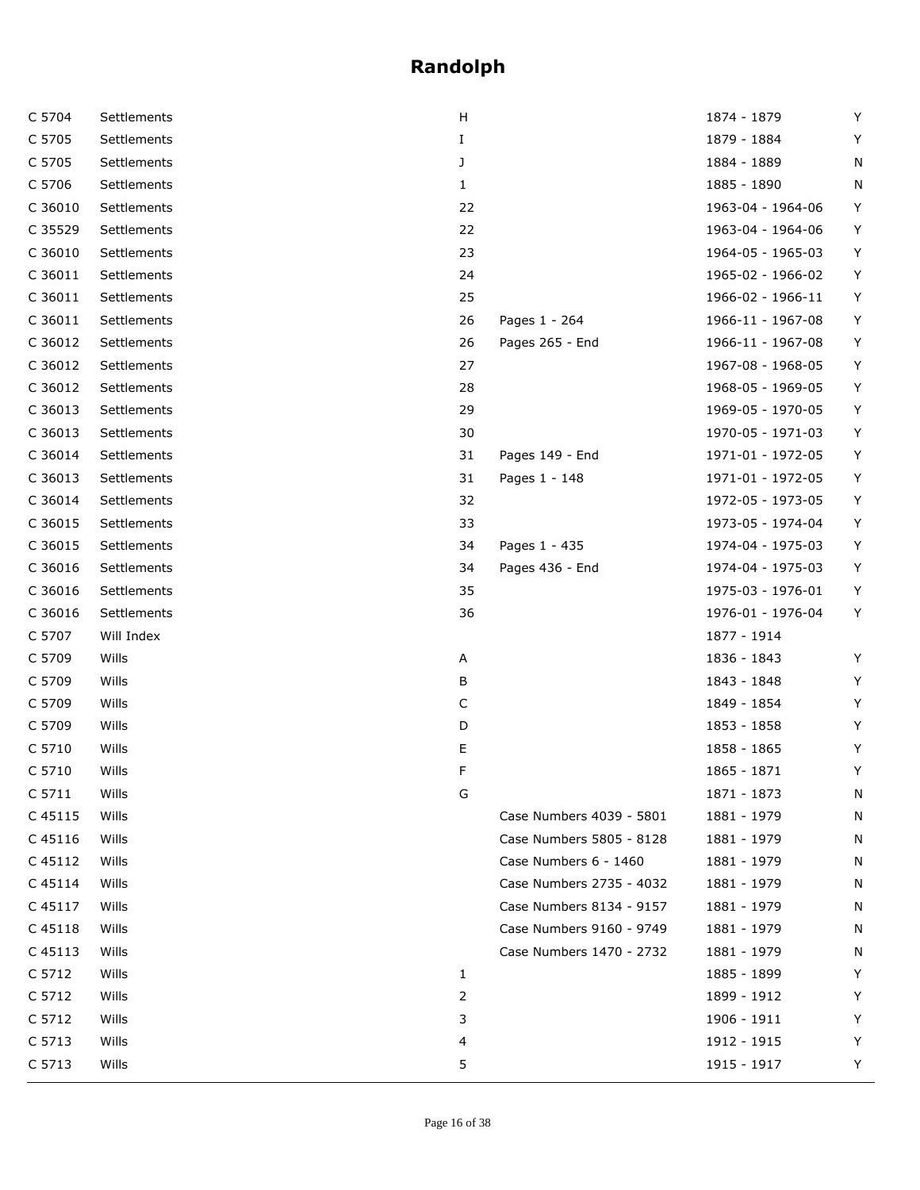# Randolph

| | | | | | |
|---|---|---|---|---|---|
| C 5704 | Settlements | H | | 1874 - 1879 | Y |
| C 5705 | Settlements | I | | 1879 - 1884 | Y |
| C 5705 | Settlements | J | | 1884 - 1889 | N |
| C 5706 | Settlements | 1 | | 1885 - 1890 | N |
| C 36010 | Settlements | 22 | | 1963-04 - 1964-06 | Y |
| C 35529 | Settlements | 22 | | 1963-04 - 1964-06 | Y |
| C 36010 | Settlements | 23 | | 1964-05 - 1965-03 | Y |
| C 36011 | Settlements | 24 | | 1965-02 - 1966-02 | Y |
| C 36011 | Settlements | 25 | | 1966-02 - 1966-11 | Y |
| C 36011 | Settlements | 26 | Pages 1 - 264 | 1966-11 - 1967-08 | Y |
| C 36012 | Settlements | 26 | Pages 265 - End | 1966-11 - 1967-08 | Y |
| C 36012 | Settlements | 27 | | 1967-08 - 1968-05 | Y |
| C 36012 | Settlements | 28 | | 1968-05 - 1969-05 | Y |
| C 36013 | Settlements | 29 | | 1969-05 - 1970-05 | Y |
| C 36013 | Settlements | 30 | | 1970-05 - 1971-03 | Y |
| C 36014 | Settlements | 31 | Pages 149 - End | 1971-01 - 1972-05 | Y |
| C 36013 | Settlements | 31 | Pages 1 - 148 | 1971-01 - 1972-05 | Y |
| C 36014 | Settlements | 32 | | 1972-05 - 1973-05 | Y |
| C 36015 | Settlements | 33 | | 1973-05 - 1974-04 | Y |
| C 36015 | Settlements | 34 | Pages 1 - 435 | 1974-04 - 1975-03 | Y |
| C 36016 | Settlements | 34 | Pages 436 - End | 1974-04 - 1975-03 | Y |
| C 36016 | Settlements | 35 | | 1975-03 - 1976-01 | Y |
| C 36016 | Settlements | 36 | | 1976-01 - 1976-04 | Y |
| C 5707 | Will Index | | | 1877 - 1914 | |
| C 5709 | Wills | A | | 1836 - 1843 | Y |
| C 5709 | Wills | B | | 1843 - 1848 | Y |
| C 5709 | Wills | C | | 1849 - 1854 | Y |
| C 5709 | Wills | D | | 1853 - 1858 | Y |
| C 5710 | Wills | E | | 1858 - 1865 | Y |
| C 5710 | Wills | F | | 1865 - 1871 | Y |
| C 5711 | Wills | G | | 1871 - 1873 | N |
| C 45115 | Wills | | Case Numbers 4039 - 5801 | 1881 - 1979 | N |
| C 45116 | Wills | | Case Numbers 5805 - 8128 | 1881 - 1979 | N |
| C 45112 | Wills | | Case Numbers 6 - 1460 | 1881 - 1979 | N |
| C 45114 | Wills | | Case Numbers 2735 - 4032 | 1881 - 1979 | N |
| C 45117 | Wills | | Case Numbers 8134 - 9157 | 1881 - 1979 | N |
| C 45118 | Wills | | Case Numbers 9160 - 9749 | 1881 - 1979 | N |
| C 45113 | Wills | | Case Numbers 1470 - 2732 | 1881 - 1979 | N |
| C 5712 | Wills | 1 | | 1885 - 1899 | Y |
| C 5712 | Wills | 2 | | 1899 - 1912 | Y |
| C 5712 | Wills | 3 | | 1906 - 1911 | Y |
| C 5713 | Wills | 4 | | 1912 - 1915 | Y |
| C 5713 | Wills | 5 | | 1915 - 1917 | Y |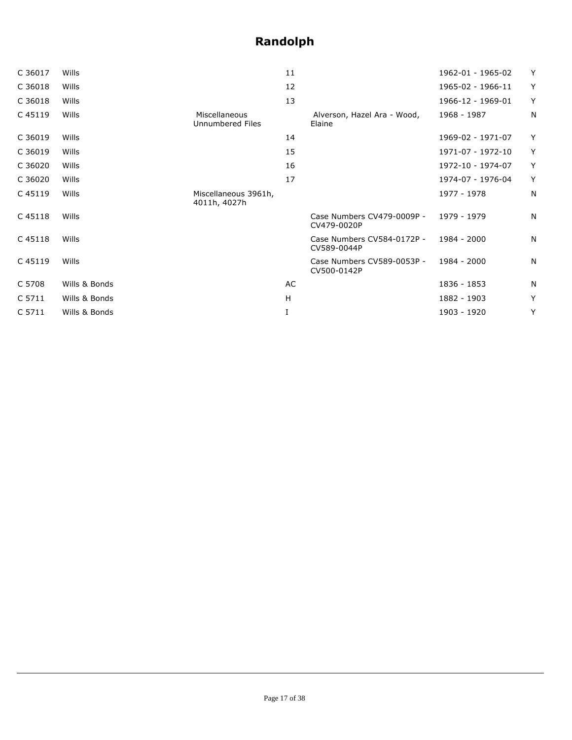# Randolph

| | | | | | | |
|---|---|---|---|---|---|---|
| C 36017 | Wills | | 11 | | 1962-01 - 1965-02 | Y |
| C 36018 | Wills | | 12 | | 1965-02 - 1966-11 | Y |
| C 36018 | Wills | | 13 | | 1966-12 - 1969-01 | Y |
| C 45119 | Wills | Miscellaneous Unnumbered Files | | Alverson, Hazel Ara - Wood, Elaine | 1968 - 1987 | N |
| C 36019 | Wills | | 14 | | 1969-02 - 1971-07 | Y |
| C 36019 | Wills | | 15 | | 1971-07 - 1972-10 | Y |
| C 36020 | Wills | | 16 | | 1972-10 - 1974-07 | Y |
| C 36020 | Wills | | 17 | | 1974-07 - 1976-04 | Y |
| C 45119 | Wills | Miscellaneous 3961h, 4011h, 4027h | | | 1977 - 1978 | N |
| C 45118 | Wills | | | Case Numbers CV479-0009P - CV479-0020P | 1979 - 1979 | N |
| C 45118 | Wills | | | Case Numbers CV584-0172P - CV589-0044P | 1984 - 2000 | N |
| C 45119 | Wills | | | Case Numbers CV589-0053P - CV500-0142P | 1984 - 2000 | N |
| C 5708 | Wills & Bonds | | AC | | 1836 - 1853 | N |
| C 5711 | Wills & Bonds | | H | | 1882 - 1903 | Y |
| C 5711 | Wills & Bonds | | I | | 1903 - 1920 | Y |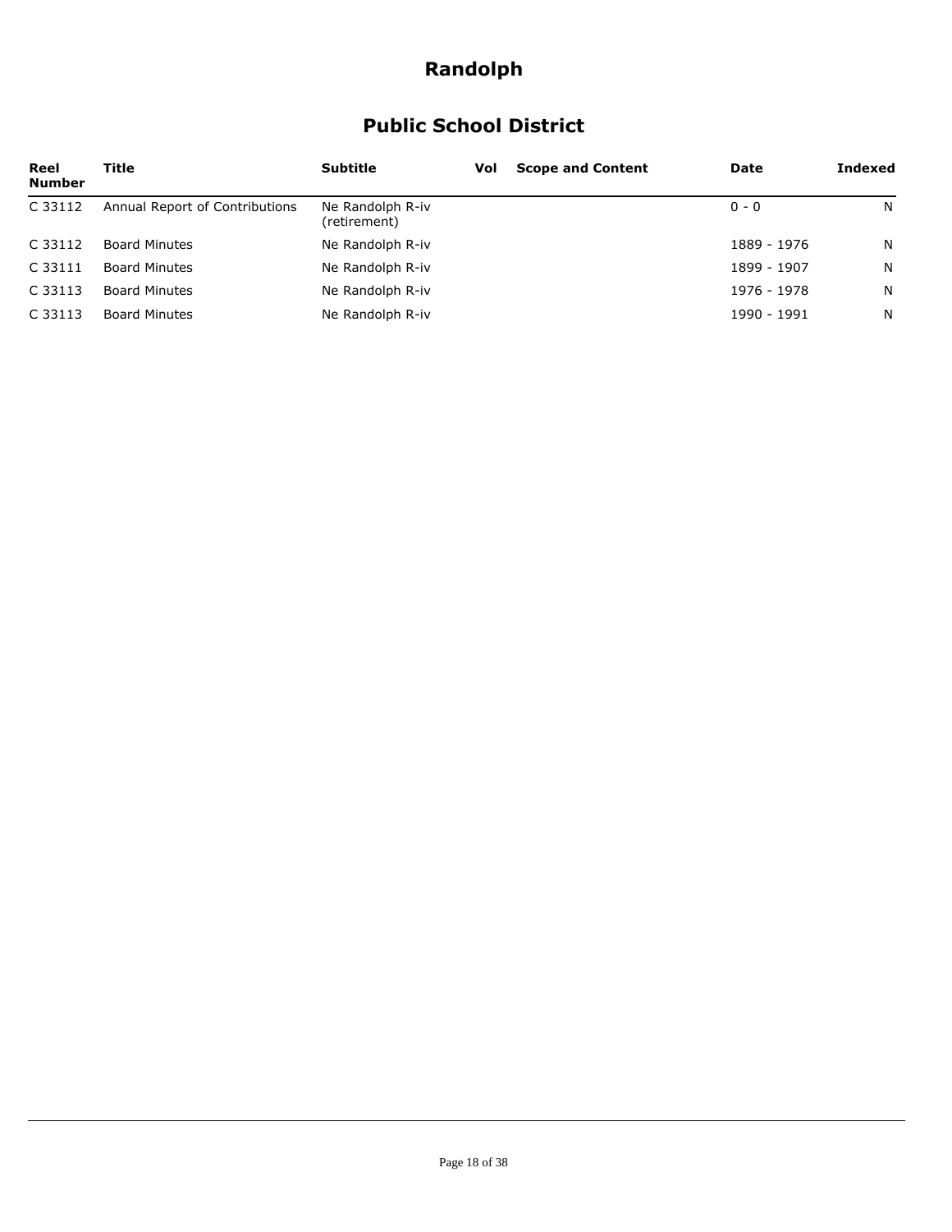# Randolph

## Public School District

| Reel Number | Title | Subtitle | Vol | Scope and Content | Date | Indexed |
| --- | --- | --- | --- | --- | --- | --- |
| C 33112 | Annual Report of Contributions | Ne Randolph R-iv (retirement) | | | 0 - 0 | N |
| C 33112 | Board Minutes | Ne Randolph R-iv | | | 1889 - 1976 | N |
| C 33111 | Board Minutes | Ne Randolph R-iv | | | 1899 - 1907 | N |
| C 33113 | Board Minutes | Ne Randolph R-iv | | | 1976 - 1978 | N |
| C 33113 | Board Minutes | Ne Randolph R-iv | | | 1990 - 1991 | N |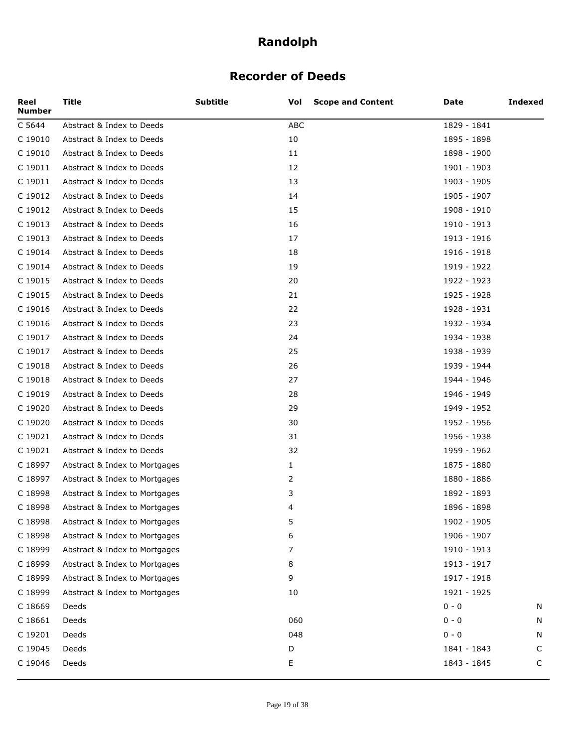# Randolph

## Recorder of Deeds

| Reel Number | Title | Subtitle | Vol | Scope and Content | Date | Indexed |
|---|---|---|---|---|---|---|
| C 5644 | Abstract & Index to Deeds | | ABC | | 1829 - 1841 | |
| C 19010 | Abstract & Index to Deeds | | 10 | | 1895 - 1898 | |
| C 19010 | Abstract & Index to Deeds | | 11 | | 1898 - 1900 | |
| C 19011 | Abstract & Index to Deeds | | 12 | | 1901 - 1903 | |
| C 19011 | Abstract & Index to Deeds | | 13 | | 1903 - 1905 | |
| C 19012 | Abstract & Index to Deeds | | 14 | | 1905 - 1907 | |
| C 19012 | Abstract & Index to Deeds | | 15 | | 1908 - 1910 | |
| C 19013 | Abstract & Index to Deeds | | 16 | | 1910 - 1913 | |
| C 19013 | Abstract & Index to Deeds | | 17 | | 1913 - 1916 | |
| C 19014 | Abstract & Index to Deeds | | 18 | | 1916 - 1918 | |
| C 19014 | Abstract & Index to Deeds | | 19 | | 1919 - 1922 | |
| C 19015 | Abstract & Index to Deeds | | 20 | | 1922 - 1923 | |
| C 19015 | Abstract & Index to Deeds | | 21 | | 1925 - 1928 | |
| C 19016 | Abstract & Index to Deeds | | 22 | | 1928 - 1931 | |
| C 19016 | Abstract & Index to Deeds | | 23 | | 1932 - 1934 | |
| C 19017 | Abstract & Index to Deeds | | 24 | | 1934 - 1938 | |
| C 19017 | Abstract & Index to Deeds | | 25 | | 1938 - 1939 | |
| C 19018 | Abstract & Index to Deeds | | 26 | | 1939 - 1944 | |
| C 19018 | Abstract & Index to Deeds | | 27 | | 1944 - 1946 | |
| C 19019 | Abstract & Index to Deeds | | 28 | | 1946 - 1949 | |
| C 19020 | Abstract & Index to Deeds | | 29 | | 1949 - 1952 | |
| C 19020 | Abstract & Index to Deeds | | 30 | | 1952 - 1956 | |
| C 19021 | Abstract & Index to Deeds | | 31 | | 1956 - 1938 | |
| C 19021 | Abstract & Index to Deeds | | 32 | | 1959 - 1962 | |
| C 18997 | Abstract & Index to Mortgages | | 1 | | 1875 - 1880 | |
| C 18997 | Abstract & Index to Mortgages | | 2 | | 1880 - 1886 | |
| C 18998 | Abstract & Index to Mortgages | | 3 | | 1892 - 1893 | |
| C 18998 | Abstract & Index to Mortgages | | 4 | | 1896 - 1898 | |
| C 18998 | Abstract & Index to Mortgages | | 5 | | 1902 - 1905 | |
| C 18998 | Abstract & Index to Mortgages | | 6 | | 1906 - 1907 | |
| C 18999 | Abstract & Index to Mortgages | | 7 | | 1910 - 1913 | |
| C 18999 | Abstract & Index to Mortgages | | 8 | | 1913 - 1917 | |
| C 18999 | Abstract & Index to Mortgages | | 9 | | 1917 - 1918 | |
| C 18999 | Abstract & Index to Mortgages | | 10 | | 1921 - 1925 | |
| C 18669 | Deeds | | | | 0 - 0 | N |
| C 18661 | Deeds | | 060 | | 0 - 0 | N |
| C 19201 | Deeds | | 048 | | 0 - 0 | N |
| C 19045 | Deeds | | D | | 1841 - 1843 | C |
| C 19046 | Deeds | | E | | 1843 - 1845 | C |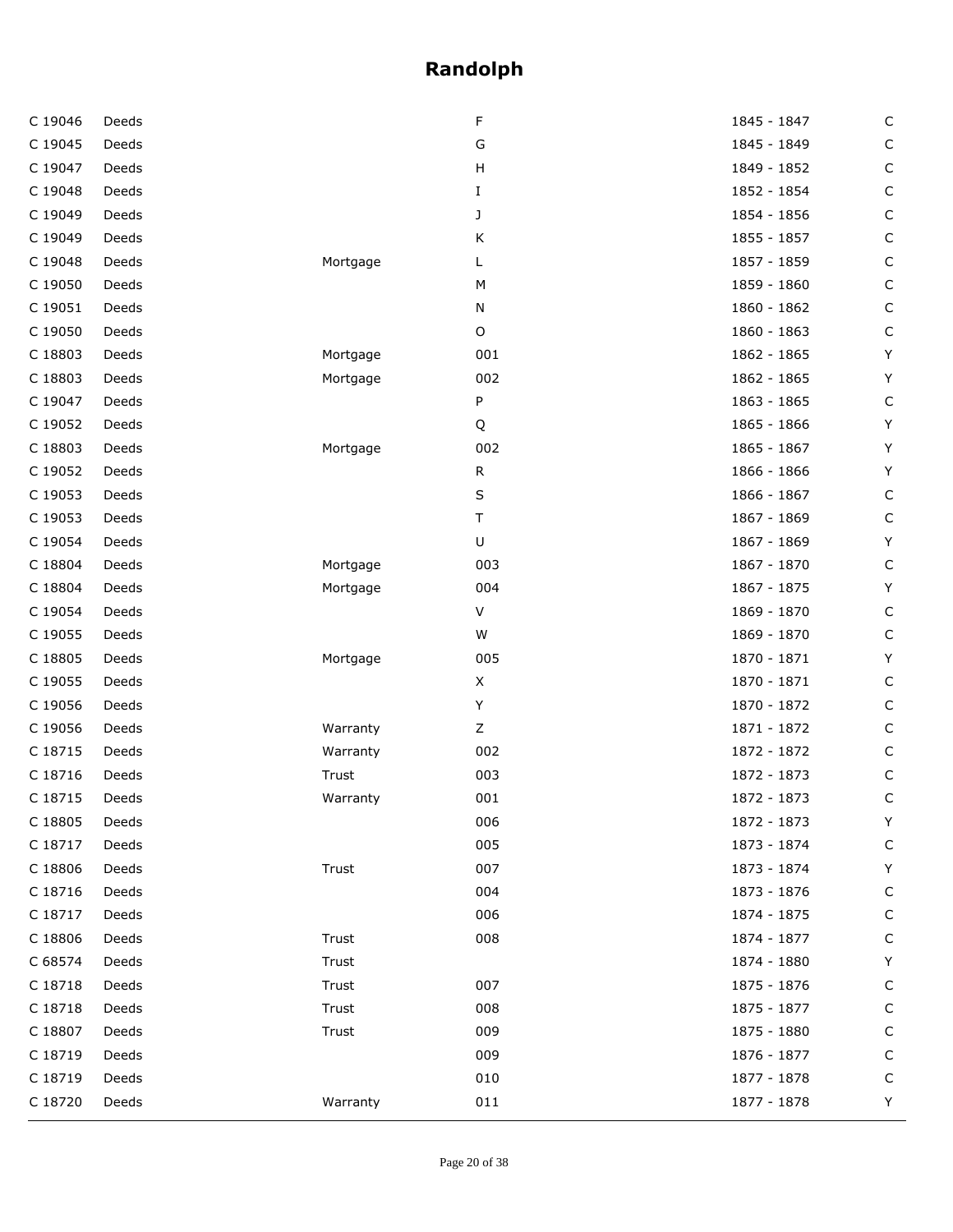# Randolph

| | | | | | |
|---|---|---|---|---|---|
| C 19046 | Deeds | | F | 1845 - 1847 | C |
| C 19045 | Deeds | | G | 1845 - 1849 | C |
| C 19047 | Deeds | | H | 1849 - 1852 | C |
| C 19048 | Deeds | | I | 1852 - 1854 | C |
| C 19049 | Deeds | | J | 1854 - 1856 | C |
| C 19049 | Deeds | | K | 1855 - 1857 | C |
| C 19048 | Deeds | Mortgage | L | 1857 - 1859 | C |
| C 19050 | Deeds | | M | 1859 - 1860 | C |
| C 19051 | Deeds | | N | 1860 - 1862 | C |
| C 19050 | Deeds | | O | 1860 - 1863 | C |
| C 18803 | Deeds | Mortgage | 001 | 1862 - 1865 | Y |
| C 18803 | Deeds | Mortgage | 002 | 1862 - 1865 | Y |
| C 19047 | Deeds | | P | 1863 - 1865 | C |
| C 19052 | Deeds | | Q | 1865 - 1866 | Y |
| C 18803 | Deeds | Mortgage | 002 | 1865 - 1867 | Y |
| C 19052 | Deeds | | R | 1866 - 1866 | Y |
| C 19053 | Deeds | | S | 1866 - 1867 | C |
| C 19053 | Deeds | | T | 1867 - 1869 | C |
| C 19054 | Deeds | | U | 1867 - 1869 | Y |
| C 18804 | Deeds | Mortgage | 003 | 1867 - 1870 | C |
| C 18804 | Deeds | Mortgage | 004 | 1867 - 1875 | Y |
| C 19054 | Deeds | | V | 1869 - 1870 | C |
| C 19055 | Deeds | | W | 1869 - 1870 | C |
| C 18805 | Deeds | Mortgage | 005 | 1870 - 1871 | Y |
| C 19055 | Deeds | | X | 1870 - 1871 | C |
| C 19056 | Deeds | | Y | 1870 - 1872 | C |
| C 19056 | Deeds | Warranty | Z | 1871 - 1872 | C |
| C 18715 | Deeds | Warranty | 002 | 1872 - 1872 | C |
| C 18716 | Deeds | Trust | 003 | 1872 - 1873 | C |
| C 18715 | Deeds | Warranty | 001 | 1872 - 1873 | C |
| C 18805 | Deeds | | 006 | 1872 - 1873 | Y |
| C 18717 | Deeds | | 005 | 1873 - 1874 | C |
| C 18806 | Deeds | Trust | 007 | 1873 - 1874 | Y |
| C 18716 | Deeds | | 004 | 1873 - 1876 | C |
| C 18717 | Deeds | | 006 | 1874 - 1875 | C |
| C 18806 | Deeds | Trust | 008 | 1874 - 1877 | C |
| C 68574 | Deeds | Trust | | 1874 - 1880 | Y |
| C 18718 | Deeds | Trust | 007 | 1875 - 1876 | C |
| C 18718 | Deeds | Trust | 008 | 1875 - 1877 | C |
| C 18807 | Deeds | Trust | 009 | 1875 - 1880 | C |
| C 18719 | Deeds | | 009 | 1876 - 1877 | C |
| C 18719 | Deeds | | 010 | 1877 - 1878 | C |
| C 18720 | Deeds | Warranty | 011 | 1877 - 1878 | Y |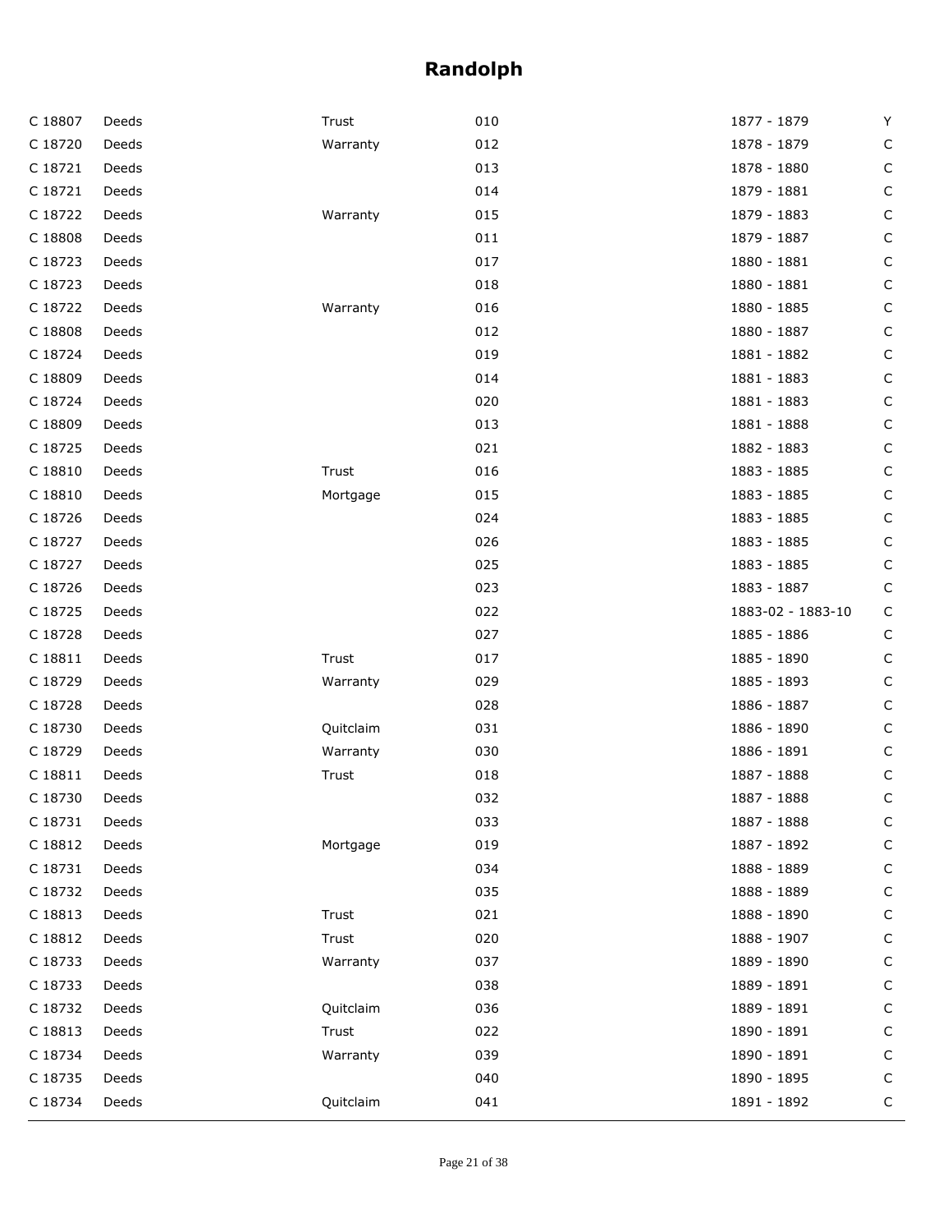# Randolph

| | | | | | |
|---|---|---|---|---|---|
| C 18807 | Deeds | Trust | 010 | 1877 - 1879 | Y |
| C 18720 | Deeds | Warranty | 012 | 1878 - 1879 | C |
| C 18721 | Deeds | | 013 | 1878 - 1880 | C |
| C 18721 | Deeds | | 014 | 1879 - 1881 | C |
| C 18722 | Deeds | Warranty | 015 | 1879 - 1883 | C |
| C 18808 | Deeds | | 011 | 1879 - 1887 | C |
| C 18723 | Deeds | | 017 | 1880 - 1881 | C |
| C 18723 | Deeds | | 018 | 1880 - 1881 | C |
| C 18722 | Deeds | Warranty | 016 | 1880 - 1885 | C |
| C 18808 | Deeds | | 012 | 1880 - 1887 | C |
| C 18724 | Deeds | | 019 | 1881 - 1882 | C |
| C 18809 | Deeds | | 014 | 1881 - 1883 | C |
| C 18724 | Deeds | | 020 | 1881 - 1883 | C |
| C 18809 | Deeds | | 013 | 1881 - 1888 | C |
| C 18725 | Deeds | | 021 | 1882 - 1883 | C |
| C 18810 | Deeds | Trust | 016 | 1883 - 1885 | C |
| C 18810 | Deeds | Mortgage | 015 | 1883 - 1885 | C |
| C 18726 | Deeds | | 024 | 1883 - 1885 | C |
| C 18727 | Deeds | | 026 | 1883 - 1885 | C |
| C 18727 | Deeds | | 025 | 1883 - 1885 | C |
| C 18726 | Deeds | | 023 | 1883 - 1887 | C |
| C 18725 | Deeds | | 022 | 1883-02 - 1883-10 | C |
| C 18728 | Deeds | | 027 | 1885 - 1886 | C |
| C 18811 | Deeds | Trust | 017 | 1885 - 1890 | C |
| C 18729 | Deeds | Warranty | 029 | 1885 - 1893 | C |
| C 18728 | Deeds | | 028 | 1886 - 1887 | C |
| C 18730 | Deeds | Quitclaim | 031 | 1886 - 1890 | C |
| C 18729 | Deeds | Warranty | 030 | 1886 - 1891 | C |
| C 18811 | Deeds | Trust | 018 | 1887 - 1888 | C |
| C 18730 | Deeds | | 032 | 1887 - 1888 | C |
| C 18731 | Deeds | | 033 | 1887 - 1888 | C |
| C 18812 | Deeds | Mortgage | 019 | 1887 - 1892 | C |
| C 18731 | Deeds | | 034 | 1888 - 1889 | C |
| C 18732 | Deeds | | 035 | 1888 - 1889 | C |
| C 18813 | Deeds | Trust | 021 | 1888 - 1890 | C |
| C 18812 | Deeds | Trust | 020 | 1888 - 1907 | C |
| C 18733 | Deeds | Warranty | 037 | 1889 - 1890 | C |
| C 18733 | Deeds | | 038 | 1889 - 1891 | C |
| C 18732 | Deeds | Quitclaim | 036 | 1889 - 1891 | C |
| C 18813 | Deeds | Trust | 022 | 1890 - 1891 | C |
| C 18734 | Deeds | Warranty | 039 | 1890 - 1891 | C |
| C 18735 | Deeds | | 040 | 1890 - 1895 | C |
| C 18734 | Deeds | Quitclaim | 041 | 1891 - 1892 | C |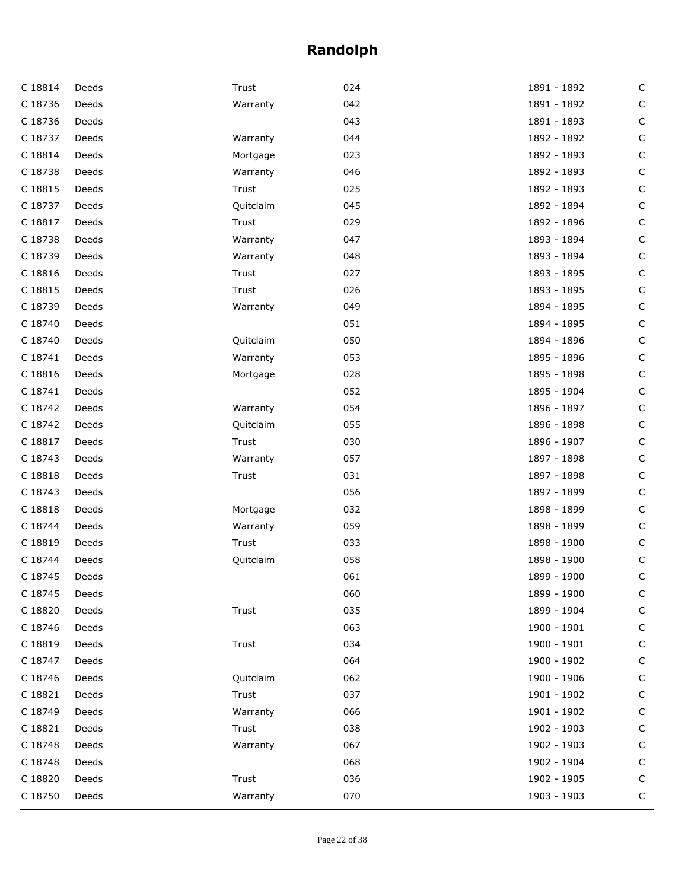# Randolph

| | | | | | |
|---|---|---|---|---|---|
| C 18814 | Deeds | Trust | 024 | 1891 - 1892 | C |
| C 18736 | Deeds | Warranty | 042 | 1891 - 1892 | C |
| C 18736 | Deeds | | 043 | 1891 - 1893 | C |
| C 18737 | Deeds | Warranty | 044 | 1892 - 1892 | C |
| C 18814 | Deeds | Mortgage | 023 | 1892 - 1893 | C |
| C 18738 | Deeds | Warranty | 046 | 1892 - 1893 | C |
| C 18815 | Deeds | Trust | 025 | 1892 - 1893 | C |
| C 18737 | Deeds | Quitclaim | 045 | 1892 - 1894 | C |
| C 18817 | Deeds | Trust | 029 | 1892 - 1896 | C |
| C 18738 | Deeds | Warranty | 047 | 1893 - 1894 | C |
| C 18739 | Deeds | Warranty | 048 | 1893 - 1894 | C |
| C 18816 | Deeds | Trust | 027 | 1893 - 1895 | C |
| C 18815 | Deeds | Trust | 026 | 1893 - 1895 | C |
| C 18739 | Deeds | Warranty | 049 | 1894 - 1895 | C |
| C 18740 | Deeds | | 051 | 1894 - 1895 | C |
| C 18740 | Deeds | Quitclaim | 050 | 1894 - 1896 | C |
| C 18741 | Deeds | Warranty | 053 | 1895 - 1896 | C |
| C 18816 | Deeds | Mortgage | 028 | 1895 - 1898 | C |
| C 18741 | Deeds | | 052 | 1895 - 1904 | C |
| C 18742 | Deeds | Warranty | 054 | 1896 - 1897 | C |
| C 18742 | Deeds | Quitclaim | 055 | 1896 - 1898 | C |
| C 18817 | Deeds | Trust | 030 | 1896 - 1907 | C |
| C 18743 | Deeds | Warranty | 057 | 1897 - 1898 | C |
| C 18818 | Deeds | Trust | 031 | 1897 - 1898 | C |
| C 18743 | Deeds | | 056 | 1897 - 1899 | C |
| C 18818 | Deeds | Mortgage | 032 | 1898 - 1899 | C |
| C 18744 | Deeds | Warranty | 059 | 1898 - 1899 | C |
| C 18819 | Deeds | Trust | 033 | 1898 - 1900 | C |
| C 18744 | Deeds | Quitclaim | 058 | 1898 - 1900 | C |
| C 18745 | Deeds | | 061 | 1899 - 1900 | C |
| C 18745 | Deeds | | 060 | 1899 - 1900 | C |
| C 18820 | Deeds | Trust | 035 | 1899 - 1904 | C |
| C 18746 | Deeds | | 063 | 1900 - 1901 | C |
| C 18819 | Deeds | Trust | 034 | 1900 - 1901 | C |
| C 18747 | Deeds | | 064 | 1900 - 1902 | C |
| C 18746 | Deeds | Quitclaim | 062 | 1900 - 1906 | C |
| C 18821 | Deeds | Trust | 037 | 1901 - 1902 | C |
| C 18749 | Deeds | Warranty | 066 | 1901 - 1902 | C |
| C 18821 | Deeds | Trust | 038 | 1902 - 1903 | C |
| C 18748 | Deeds | Warranty | 067 | 1902 - 1903 | C |
| C 18748 | Deeds | | 068 | 1902 - 1904 | C |
| C 18820 | Deeds | Trust | 036 | 1902 - 1905 | C |
| C 18750 | Deeds | Warranty | 070 | 1903 - 1903 | C |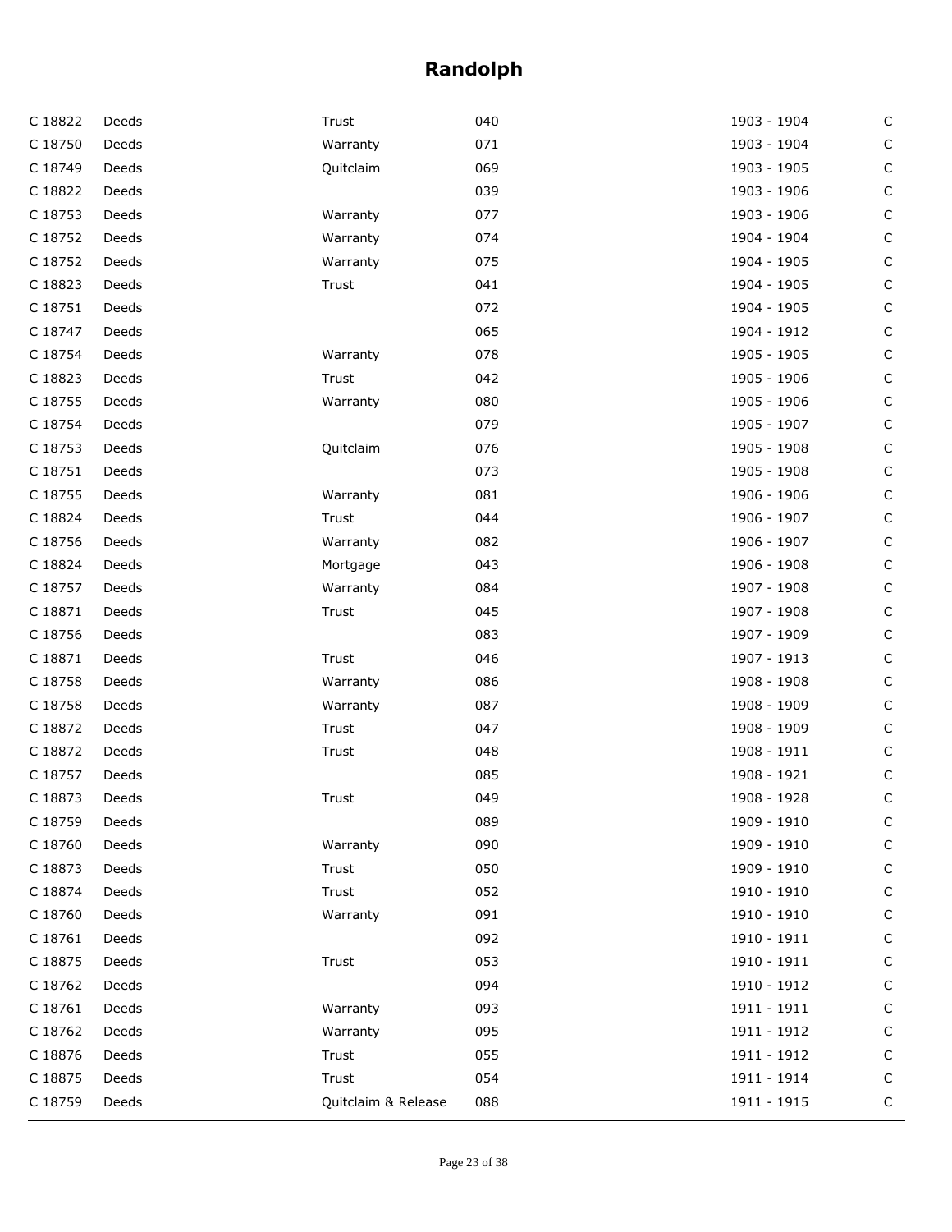# Randolph

| | | | | | |
|---|---|---|---|---|---|
| C 18822 | Deeds | Trust | 040 | 1903 - 1904 | C |
| C 18750 | Deeds | Warranty | 071 | 1903 - 1904 | C |
| C 18749 | Deeds | Quitclaim | 069 | 1903 - 1905 | C |
| C 18822 | Deeds | | 039 | 1903 - 1906 | C |
| C 18753 | Deeds | Warranty | 077 | 1903 - 1906 | C |
| C 18752 | Deeds | Warranty | 074 | 1904 - 1904 | C |
| C 18752 | Deeds | Warranty | 075 | 1904 - 1905 | C |
| C 18823 | Deeds | Trust | 041 | 1904 - 1905 | C |
| C 18751 | Deeds | | 072 | 1904 - 1905 | C |
| C 18747 | Deeds | | 065 | 1904 - 1912 | C |
| C 18754 | Deeds | Warranty | 078 | 1905 - 1905 | C |
| C 18823 | Deeds | Trust | 042 | 1905 - 1906 | C |
| C 18755 | Deeds | Warranty | 080 | 1905 - 1906 | C |
| C 18754 | Deeds | | 079 | 1905 - 1907 | C |
| C 18753 | Deeds | Quitclaim | 076 | 1905 - 1908 | C |
| C 18751 | Deeds | | 073 | 1905 - 1908 | C |
| C 18755 | Deeds | Warranty | 081 | 1906 - 1906 | C |
| C 18824 | Deeds | Trust | 044 | 1906 - 1907 | C |
| C 18756 | Deeds | Warranty | 082 | 1906 - 1907 | C |
| C 18824 | Deeds | Mortgage | 043 | 1906 - 1908 | C |
| C 18757 | Deeds | Warranty | 084 | 1907 - 1908 | C |
| C 18871 | Deeds | Trust | 045 | 1907 - 1908 | C |
| C 18756 | Deeds | | 083 | 1907 - 1909 | C |
| C 18871 | Deeds | Trust | 046 | 1907 - 1913 | C |
| C 18758 | Deeds | Warranty | 086 | 1908 - 1908 | C |
| C 18758 | Deeds | Warranty | 087 | 1908 - 1909 | C |
| C 18872 | Deeds | Trust | 047 | 1908 - 1909 | C |
| C 18872 | Deeds | Trust | 048 | 1908 - 1911 | C |
| C 18757 | Deeds | | 085 | 1908 - 1921 | C |
| C 18873 | Deeds | Trust | 049 | 1908 - 1928 | C |
| C 18759 | Deeds | | 089 | 1909 - 1910 | C |
| C 18760 | Deeds | Warranty | 090 | 1909 - 1910 | C |
| C 18873 | Deeds | Trust | 050 | 1909 - 1910 | C |
| C 18874 | Deeds | Trust | 052 | 1910 - 1910 | C |
| C 18760 | Deeds | Warranty | 091 | 1910 - 1910 | C |
| C 18761 | Deeds | | 092 | 1910 - 1911 | C |
| C 18875 | Deeds | Trust | 053 | 1910 - 1911 | C |
| C 18762 | Deeds | | 094 | 1910 - 1912 | C |
| C 18761 | Deeds | Warranty | 093 | 1911 - 1911 | C |
| C 18762 | Deeds | Warranty | 095 | 1911 - 1912 | C |
| C 18876 | Deeds | Trust | 055 | 1911 - 1912 | C |
| C 18875 | Deeds | Trust | 054 | 1911 - 1914 | C |
| C 18759 | Deeds | Quitclaim & Release | 088 | 1911 - 1915 | C |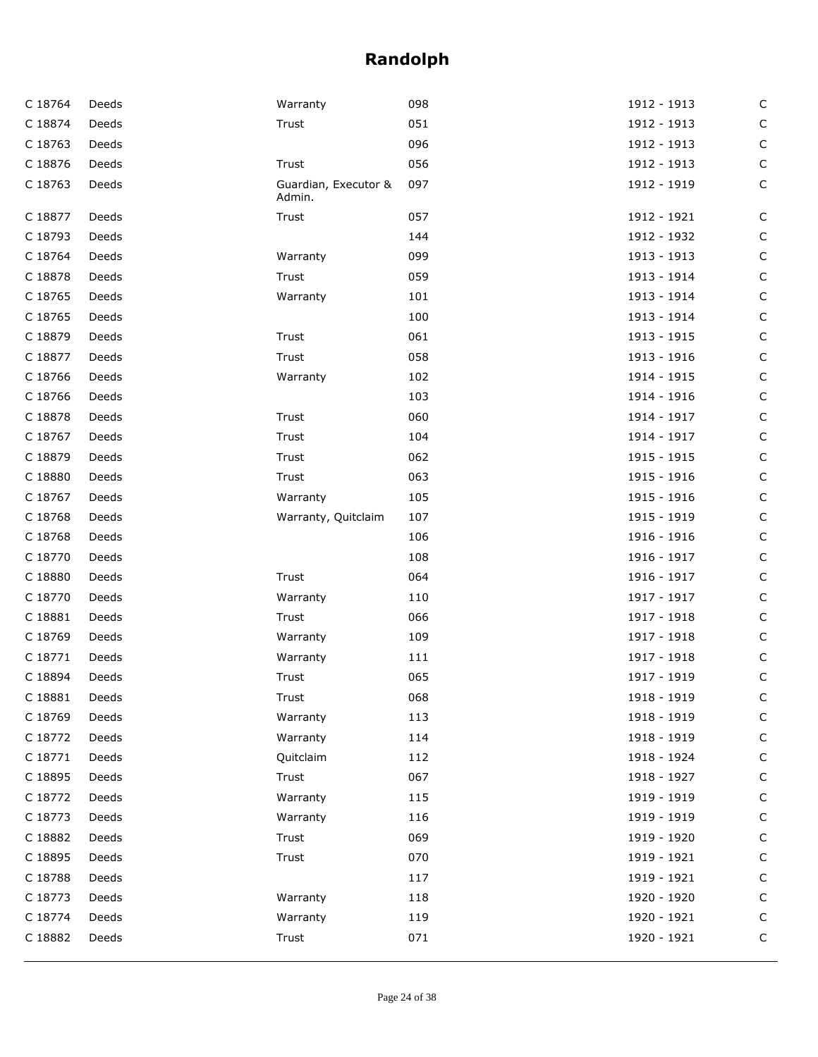# Randolph

| | | | | | |
|---|---|---|---|---|---|
| C 18764 | Deeds | Warranty | 098 | 1912 - 1913 | C |
| C 18874 | Deeds | Trust | 051 | 1912 - 1913 | C |
| C 18763 | Deeds | | 096 | 1912 - 1913 | C |
| C 18876 | Deeds | Trust | 056 | 1912 - 1913 | C |
| C 18763 | Deeds | Guardian, Executor & Admin. | 097 | 1912 - 1919 | C |
| C 18877 | Deeds | Trust | 057 | 1912 - 1921 | C |
| C 18793 | Deeds | | 144 | 1912 - 1932 | C |
| C 18764 | Deeds | Warranty | 099 | 1913 - 1913 | C |
| C 18878 | Deeds | Trust | 059 | 1913 - 1914 | C |
| C 18765 | Deeds | Warranty | 101 | 1913 - 1914 | C |
| C 18765 | Deeds | | 100 | 1913 - 1914 | C |
| C 18879 | Deeds | Trust | 061 | 1913 - 1915 | C |
| C 18877 | Deeds | Trust | 058 | 1913 - 1916 | C |
| C 18766 | Deeds | Warranty | 102 | 1914 - 1915 | C |
| C 18766 | Deeds | | 103 | 1914 - 1916 | C |
| C 18878 | Deeds | Trust | 060 | 1914 - 1917 | C |
| C 18767 | Deeds | Trust | 104 | 1914 - 1917 | C |
| C 18879 | Deeds | Trust | 062 | 1915 - 1915 | C |
| C 18880 | Deeds | Trust | 063 | 1915 - 1916 | C |
| C 18767 | Deeds | Warranty | 105 | 1915 - 1916 | C |
| C 18768 | Deeds | Warranty, Quitclaim | 107 | 1915 - 1919 | C |
| C 18768 | Deeds | | 106 | 1916 - 1916 | C |
| C 18770 | Deeds | | 108 | 1916 - 1917 | C |
| C 18880 | Deeds | Trust | 064 | 1916 - 1917 | C |
| C 18770 | Deeds | Warranty | 110 | 1917 - 1917 | C |
| C 18881 | Deeds | Trust | 066 | 1917 - 1918 | C |
| C 18769 | Deeds | Warranty | 109 | 1917 - 1918 | C |
| C 18771 | Deeds | Warranty | 111 | 1917 - 1918 | C |
| C 18894 | Deeds | Trust | 065 | 1917 - 1919 | C |
| C 18881 | Deeds | Trust | 068 | 1918 - 1919 | C |
| C 18769 | Deeds | Warranty | 113 | 1918 - 1919 | C |
| C 18772 | Deeds | Warranty | 114 | 1918 - 1919 | C |
| C 18771 | Deeds | Quitclaim | 112 | 1918 - 1924 | C |
| C 18895 | Deeds | Trust | 067 | 1918 - 1927 | C |
| C 18772 | Deeds | Warranty | 115 | 1919 - 1919 | C |
| C 18773 | Deeds | Warranty | 116 | 1919 - 1919 | C |
| C 18882 | Deeds | Trust | 069 | 1919 - 1920 | C |
| C 18895 | Deeds | Trust | 070 | 1919 - 1921 | C |
| C 18788 | Deeds | | 117 | 1919 - 1921 | C |
| C 18773 | Deeds | Warranty | 118 | 1920 - 1920 | C |
| C 18774 | Deeds | Warranty | 119 | 1920 - 1921 | C |
| C 18882 | Deeds | Trust | 071 | 1920 - 1921 | C |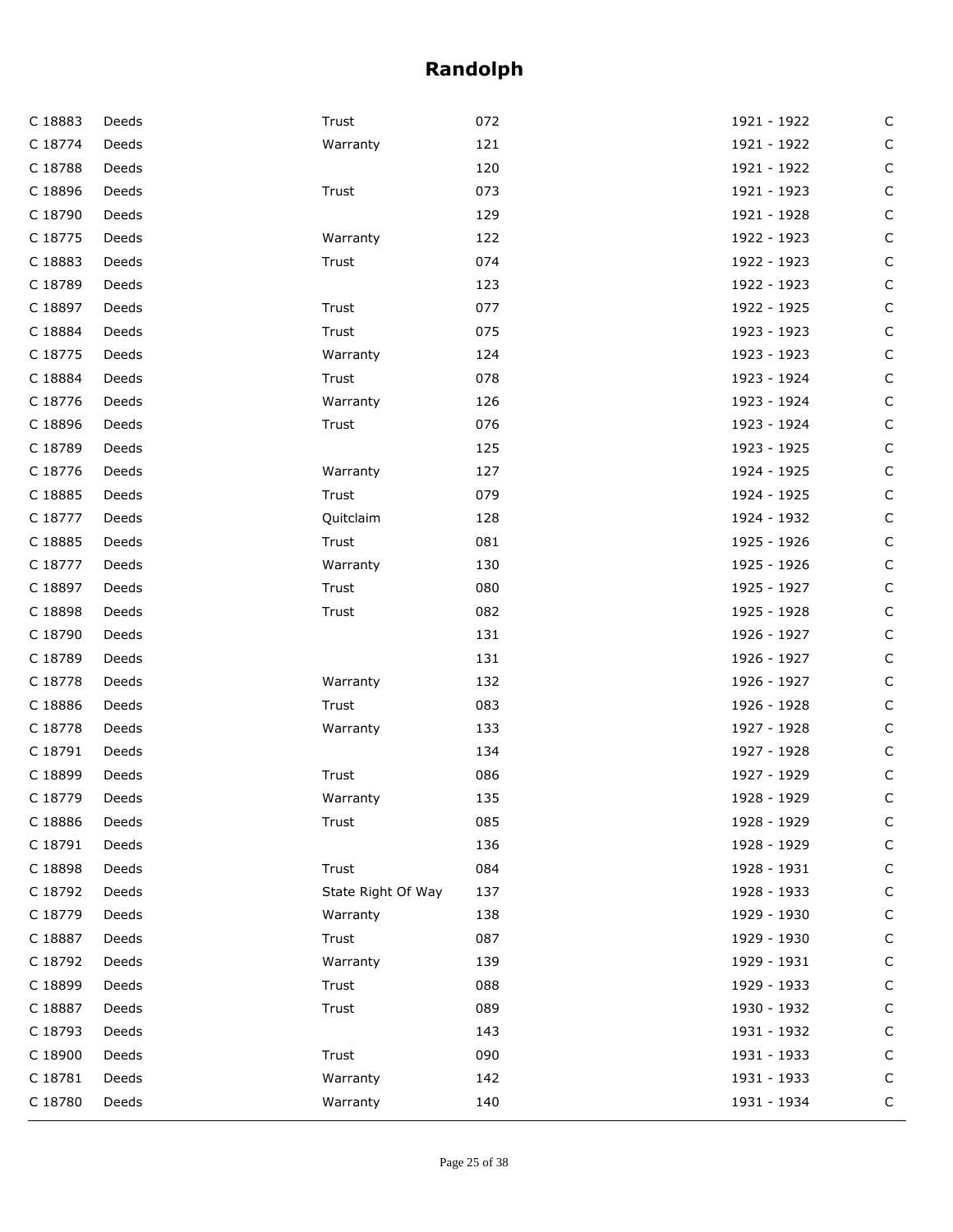# Randolph

| | | | | | |
|---|---|---|---|---|---|
| C 18883 | Deeds | Trust | 072 | 1921 - 1922 | C |
| C 18774 | Deeds | Warranty | 121 | 1921 - 1922 | C |
| C 18788 | Deeds | | 120 | 1921 - 1922 | C |
| C 18896 | Deeds | Trust | 073 | 1921 - 1923 | C |
| C 18790 | Deeds | | 129 | 1921 - 1928 | C |
| C 18775 | Deeds | Warranty | 122 | 1922 - 1923 | C |
| C 18883 | Deeds | Trust | 074 | 1922 - 1923 | C |
| C 18789 | Deeds | | 123 | 1922 - 1923 | C |
| C 18897 | Deeds | Trust | 077 | 1922 - 1925 | C |
| C 18884 | Deeds | Trust | 075 | 1923 - 1923 | C |
| C 18775 | Deeds | Warranty | 124 | 1923 - 1923 | C |
| C 18884 | Deeds | Trust | 078 | 1923 - 1924 | C |
| C 18776 | Deeds | Warranty | 126 | 1923 - 1924 | C |
| C 18896 | Deeds | Trust | 076 | 1923 - 1924 | C |
| C 18789 | Deeds | | 125 | 1923 - 1925 | C |
| C 18776 | Deeds | Warranty | 127 | 1924 - 1925 | C |
| C 18885 | Deeds | Trust | 079 | 1924 - 1925 | C |
| C 18777 | Deeds | Quitclaim | 128 | 1924 - 1932 | C |
| C 18885 | Deeds | Trust | 081 | 1925 - 1926 | C |
| C 18777 | Deeds | Warranty | 130 | 1925 - 1926 | C |
| C 18897 | Deeds | Trust | 080 | 1925 - 1927 | C |
| C 18898 | Deeds | Trust | 082 | 1925 - 1928 | C |
| C 18790 | Deeds | | 131 | 1926 - 1927 | C |
| C 18789 | Deeds | | 131 | 1926 - 1927 | C |
| C 18778 | Deeds | Warranty | 132 | 1926 - 1927 | C |
| C 18886 | Deeds | Trust | 083 | 1926 - 1928 | C |
| C 18778 | Deeds | Warranty | 133 | 1927 - 1928 | C |
| C 18791 | Deeds | | 134 | 1927 - 1928 | C |
| C 18899 | Deeds | Trust | 086 | 1927 - 1929 | C |
| C 18779 | Deeds | Warranty | 135 | 1928 - 1929 | C |
| C 18886 | Deeds | Trust | 085 | 1928 - 1929 | C |
| C 18791 | Deeds | | 136 | 1928 - 1929 | C |
| C 18898 | Deeds | Trust | 084 | 1928 - 1931 | C |
| C 18792 | Deeds | State Right Of Way | 137 | 1928 - 1933 | C |
| C 18779 | Deeds | Warranty | 138 | 1929 - 1930 | C |
| C 18887 | Deeds | Trust | 087 | 1929 - 1930 | C |
| C 18792 | Deeds | Warranty | 139 | 1929 - 1931 | C |
| C 18899 | Deeds | Trust | 088 | 1929 - 1933 | C |
| C 18887 | Deeds | Trust | 089 | 1930 - 1932 | C |
| C 18793 | Deeds | | 143 | 1931 - 1932 | C |
| C 18900 | Deeds | Trust | 090 | 1931 - 1933 | C |
| C 18781 | Deeds | Warranty | 142 | 1931 - 1933 | C |
| C 18780 | Deeds | Warranty | 140 | 1931 - 1934 | C |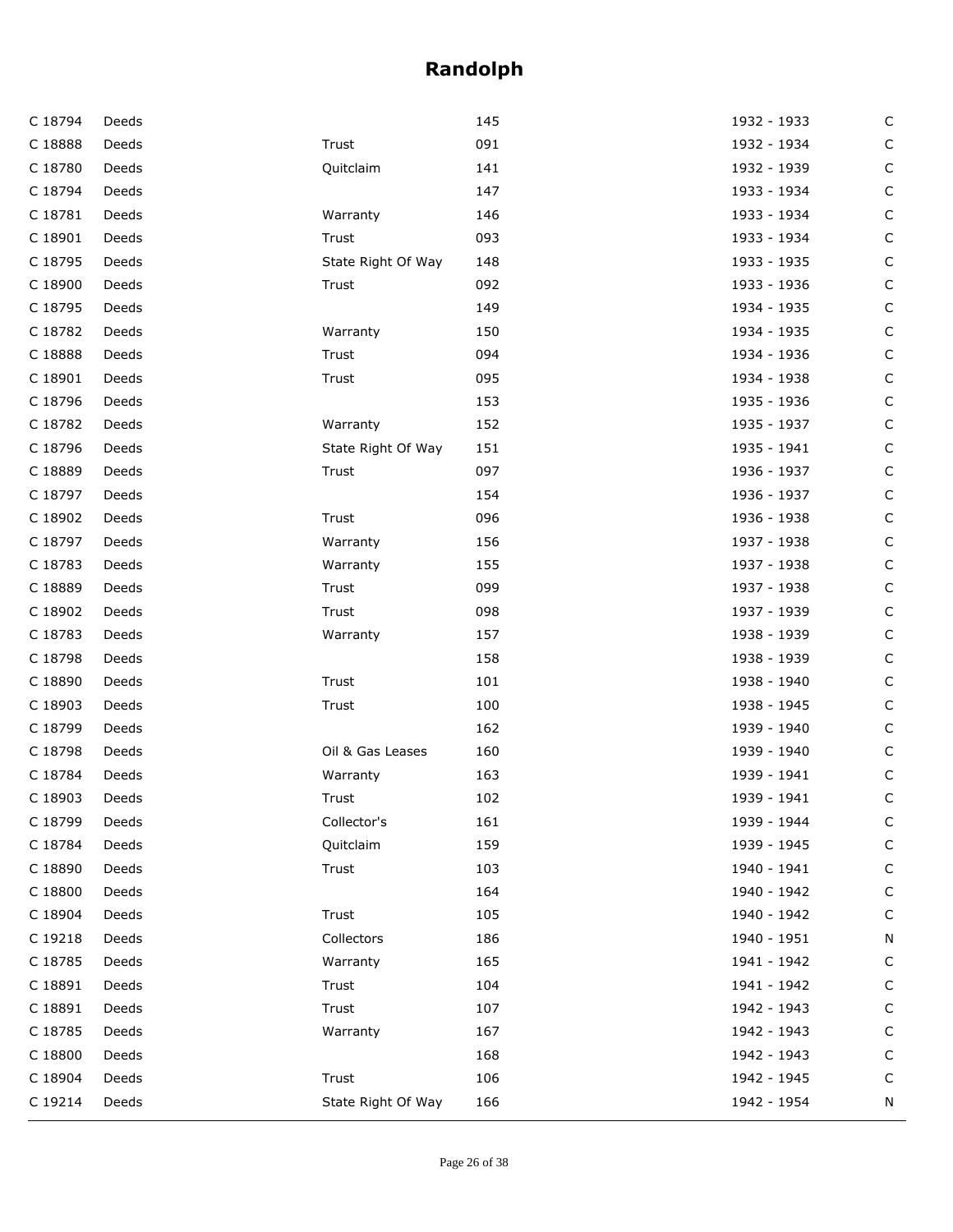# Randolph

| | | | | | |
|---|---|---|---|---|---|
| C 18794 | Deeds | | 145 | 1932 - 1933 | C |
| C 18888 | Deeds | Trust | 091 | 1932 - 1934 | C |
| C 18780 | Deeds | Quitclaim | 141 | 1932 - 1939 | C |
| C 18794 | Deeds | | 147 | 1933 - 1934 | C |
| C 18781 | Deeds | Warranty | 146 | 1933 - 1934 | C |
| C 18901 | Deeds | Trust | 093 | 1933 - 1934 | C |
| C 18795 | Deeds | State Right Of Way | 148 | 1933 - 1935 | C |
| C 18900 | Deeds | Trust | 092 | 1933 - 1936 | C |
| C 18795 | Deeds | | 149 | 1934 - 1935 | C |
| C 18782 | Deeds | Warranty | 150 | 1934 - 1935 | C |
| C 18888 | Deeds | Trust | 094 | 1934 - 1936 | C |
| C 18901 | Deeds | Trust | 095 | 1934 - 1938 | C |
| C 18796 | Deeds | | 153 | 1935 - 1936 | C |
| C 18782 | Deeds | Warranty | 152 | 1935 - 1937 | C |
| C 18796 | Deeds | State Right Of Way | 151 | 1935 - 1941 | C |
| C 18889 | Deeds | Trust | 097 | 1936 - 1937 | C |
| C 18797 | Deeds | | 154 | 1936 - 1937 | C |
| C 18902 | Deeds | Trust | 096 | 1936 - 1938 | C |
| C 18797 | Deeds | Warranty | 156 | 1937 - 1938 | C |
| C 18783 | Deeds | Warranty | 155 | 1937 - 1938 | C |
| C 18889 | Deeds | Trust | 099 | 1937 - 1938 | C |
| C 18902 | Deeds | Trust | 098 | 1937 - 1939 | C |
| C 18783 | Deeds | Warranty | 157 | 1938 - 1939 | C |
| C 18798 | Deeds | | 158 | 1938 - 1939 | C |
| C 18890 | Deeds | Trust | 101 | 1938 - 1940 | C |
| C 18903 | Deeds | Trust | 100 | 1938 - 1945 | C |
| C 18799 | Deeds | | 162 | 1939 - 1940 | C |
| C 18798 | Deeds | Oil & Gas Leases | 160 | 1939 - 1940 | C |
| C 18784 | Deeds | Warranty | 163 | 1939 - 1941 | C |
| C 18903 | Deeds | Trust | 102 | 1939 - 1941 | C |
| C 18799 | Deeds | Collector's | 161 | 1939 - 1944 | C |
| C 18784 | Deeds | Quitclaim | 159 | 1939 - 1945 | C |
| C 18890 | Deeds | Trust | 103 | 1940 - 1941 | C |
| C 18800 | Deeds | | 164 | 1940 - 1942 | C |
| C 18904 | Deeds | Trust | 105 | 1940 - 1942 | C |
| C 19218 | Deeds | Collectors | 186 | 1940 - 1951 | N |
| C 18785 | Deeds | Warranty | 165 | 1941 - 1942 | C |
| C 18891 | Deeds | Trust | 104 | 1941 - 1942 | C |
| C 18891 | Deeds | Trust | 107 | 1942 - 1943 | C |
| C 18785 | Deeds | Warranty | 167 | 1942 - 1943 | C |
| C 18800 | Deeds | | 168 | 1942 - 1943 | C |
| C 18904 | Deeds | Trust | 106 | 1942 - 1945 | C |
| C 19214 | Deeds | State Right Of Way | 166 | 1942 - 1954 | N |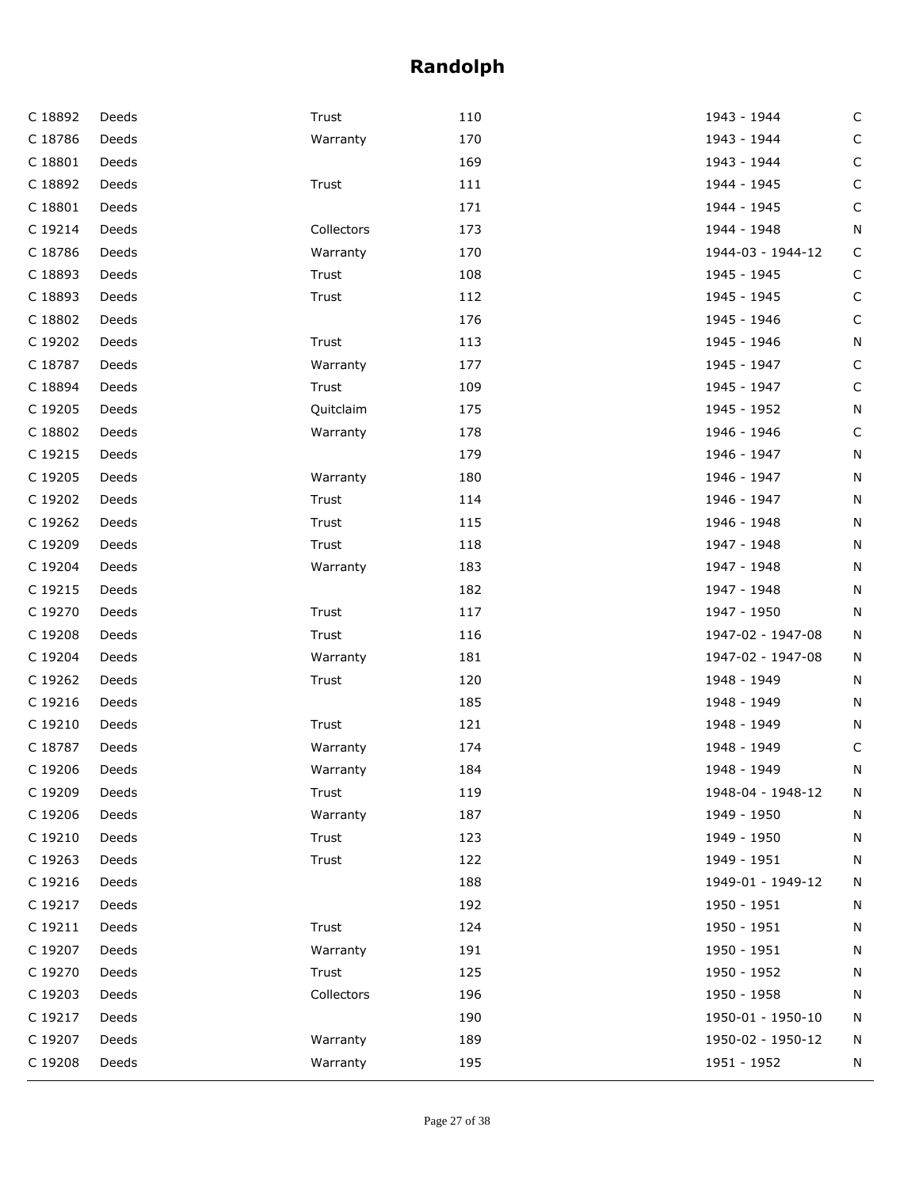# Randolph

| | | | | | |
|---|---|---|---|---|---|
| C 18892 | Deeds | Trust | 110 | 1943 - 1944 | C |
| C 18786 | Deeds | Warranty | 170 | 1943 - 1944 | C |
| C 18801 | Deeds | | 169 | 1943 - 1944 | C |
| C 18892 | Deeds | Trust | 111 | 1944 - 1945 | C |
| C 18801 | Deeds | | 171 | 1944 - 1945 | C |
| C 19214 | Deeds | Collectors | 173 | 1944 - 1948 | N |
| C 18786 | Deeds | Warranty | 170 | 1944-03 - 1944-12 | C |
| C 18893 | Deeds | Trust | 108 | 1945 - 1945 | C |
| C 18893 | Deeds | Trust | 112 | 1945 - 1945 | C |
| C 18802 | Deeds | | 176 | 1945 - 1946 | C |
| C 19202 | Deeds | Trust | 113 | 1945 - 1946 | N |
| C 18787 | Deeds | Warranty | 177 | 1945 - 1947 | C |
| C 18894 | Deeds | Trust | 109 | 1945 - 1947 | C |
| C 19205 | Deeds | Quitclaim | 175 | 1945 - 1952 | N |
| C 18802 | Deeds | Warranty | 178 | 1946 - 1946 | C |
| C 19215 | Deeds | | 179 | 1946 - 1947 | N |
| C 19205 | Deeds | Warranty | 180 | 1946 - 1947 | N |
| C 19202 | Deeds | Trust | 114 | 1946 - 1947 | N |
| C 19262 | Deeds | Trust | 115 | 1946 - 1948 | N |
| C 19209 | Deeds | Trust | 118 | 1947 - 1948 | N |
| C 19204 | Deeds | Warranty | 183 | 1947 - 1948 | N |
| C 19215 | Deeds | | 182 | 1947 - 1948 | N |
| C 19270 | Deeds | Trust | 117 | 1947 - 1950 | N |
| C 19208 | Deeds | Trust | 116 | 1947-02 - 1947-08 | N |
| C 19204 | Deeds | Warranty | 181 | 1947-02 - 1947-08 | N |
| C 19262 | Deeds | Trust | 120 | 1948 - 1949 | N |
| C 19216 | Deeds | | 185 | 1948 - 1949 | N |
| C 19210 | Deeds | Trust | 121 | 1948 - 1949 | N |
| C 18787 | Deeds | Warranty | 174 | 1948 - 1949 | C |
| C 19206 | Deeds | Warranty | 184 | 1948 - 1949 | N |
| C 19209 | Deeds | Trust | 119 | 1948-04 - 1948-12 | N |
| C 19206 | Deeds | Warranty | 187 | 1949 - 1950 | N |
| C 19210 | Deeds | Trust | 123 | 1949 - 1950 | N |
| C 19263 | Deeds | Trust | 122 | 1949 - 1951 | N |
| C 19216 | Deeds | | 188 | 1949-01 - 1949-12 | N |
| C 19217 | Deeds | | 192 | 1950 - 1951 | N |
| C 19211 | Deeds | Trust | 124 | 1950 - 1951 | N |
| C 19207 | Deeds | Warranty | 191 | 1950 - 1951 | N |
| C 19270 | Deeds | Trust | 125 | 1950 - 1952 | N |
| C 19203 | Deeds | Collectors | 196 | 1950 - 1958 | N |
| C 19217 | Deeds | | 190 | 1950-01 - 1950-10 | N |
| C 19207 | Deeds | Warranty | 189 | 1950-02 - 1950-12 | N |
| C 19208 | Deeds | Warranty | 195 | 1951 - 1952 | N |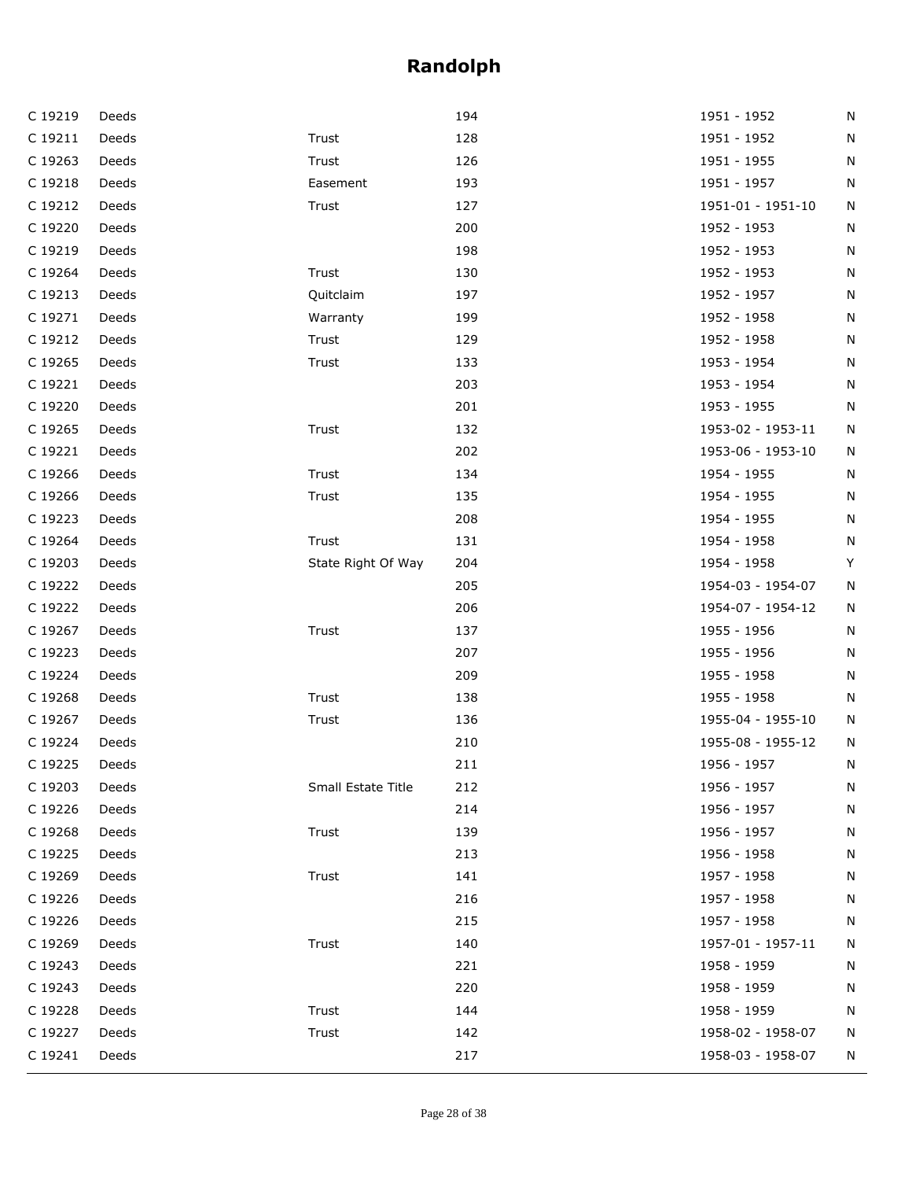# Randolph

| | | | | | |
|---|---|---|---|---|---|
| C 19219 | Deeds | | 194 | 1951 - 1952 | N |
| C 19211 | Deeds | Trust | 128 | 1951 - 1952 | N |
| C 19263 | Deeds | Trust | 126 | 1951 - 1955 | N |
| C 19218 | Deeds | Easement | 193 | 1951 - 1957 | N |
| C 19212 | Deeds | Trust | 127 | 1951-01 - 1951-10 | N |
| C 19220 | Deeds | | 200 | 1952 - 1953 | N |
| C 19219 | Deeds | | 198 | 1952 - 1953 | N |
| C 19264 | Deeds | Trust | 130 | 1952 - 1953 | N |
| C 19213 | Deeds | Quitclaim | 197 | 1952 - 1957 | N |
| C 19271 | Deeds | Warranty | 199 | 1952 - 1958 | N |
| C 19212 | Deeds | Trust | 129 | 1952 - 1958 | N |
| C 19265 | Deeds | Trust | 133 | 1953 - 1954 | N |
| C 19221 | Deeds | | 203 | 1953 - 1954 | N |
| C 19220 | Deeds | | 201 | 1953 - 1955 | N |
| C 19265 | Deeds | Trust | 132 | 1953-02 - 1953-11 | N |
| C 19221 | Deeds | | 202 | 1953-06 - 1953-10 | N |
| C 19266 | Deeds | Trust | 134 | 1954 - 1955 | N |
| C 19266 | Deeds | Trust | 135 | 1954 - 1955 | N |
| C 19223 | Deeds | | 208 | 1954 - 1955 | N |
| C 19264 | Deeds | Trust | 131 | 1954 - 1958 | N |
| C 19203 | Deeds | State Right Of Way | 204 | 1954 - 1958 | Y |
| C 19222 | Deeds | | 205 | 1954-03 - 1954-07 | N |
| C 19222 | Deeds | | 206 | 1954-07 - 1954-12 | N |
| C 19267 | Deeds | Trust | 137 | 1955 - 1956 | N |
| C 19223 | Deeds | | 207 | 1955 - 1956 | N |
| C 19224 | Deeds | | 209 | 1955 - 1958 | N |
| C 19268 | Deeds | Trust | 138 | 1955 - 1958 | N |
| C 19267 | Deeds | Trust | 136 | 1955-04 - 1955-10 | N |
| C 19224 | Deeds | | 210 | 1955-08 - 1955-12 | N |
| C 19225 | Deeds | | 211 | 1956 - 1957 | N |
| C 19203 | Deeds | Small Estate Title | 212 | 1956 - 1957 | N |
| C 19226 | Deeds | | 214 | 1956 - 1957 | N |
| C 19268 | Deeds | Trust | 139 | 1956 - 1957 | N |
| C 19225 | Deeds | | 213 | 1956 - 1958 | N |
| C 19269 | Deeds | Trust | 141 | 1957 - 1958 | N |
| C 19226 | Deeds | | 216 | 1957 - 1958 | N |
| C 19226 | Deeds | | 215 | 1957 - 1958 | N |
| C 19269 | Deeds | Trust | 140 | 1957-01 - 1957-11 | N |
| C 19243 | Deeds | | 221 | 1958 - 1959 | N |
| C 19243 | Deeds | | 220 | 1958 - 1959 | N |
| C 19228 | Deeds | Trust | 144 | 1958 - 1959 | N |
| C 19227 | Deeds | Trust | 142 | 1958-02 - 1958-07 | N |
| C 19241 | Deeds | | 217 | 1958-03 - 1958-07 | N |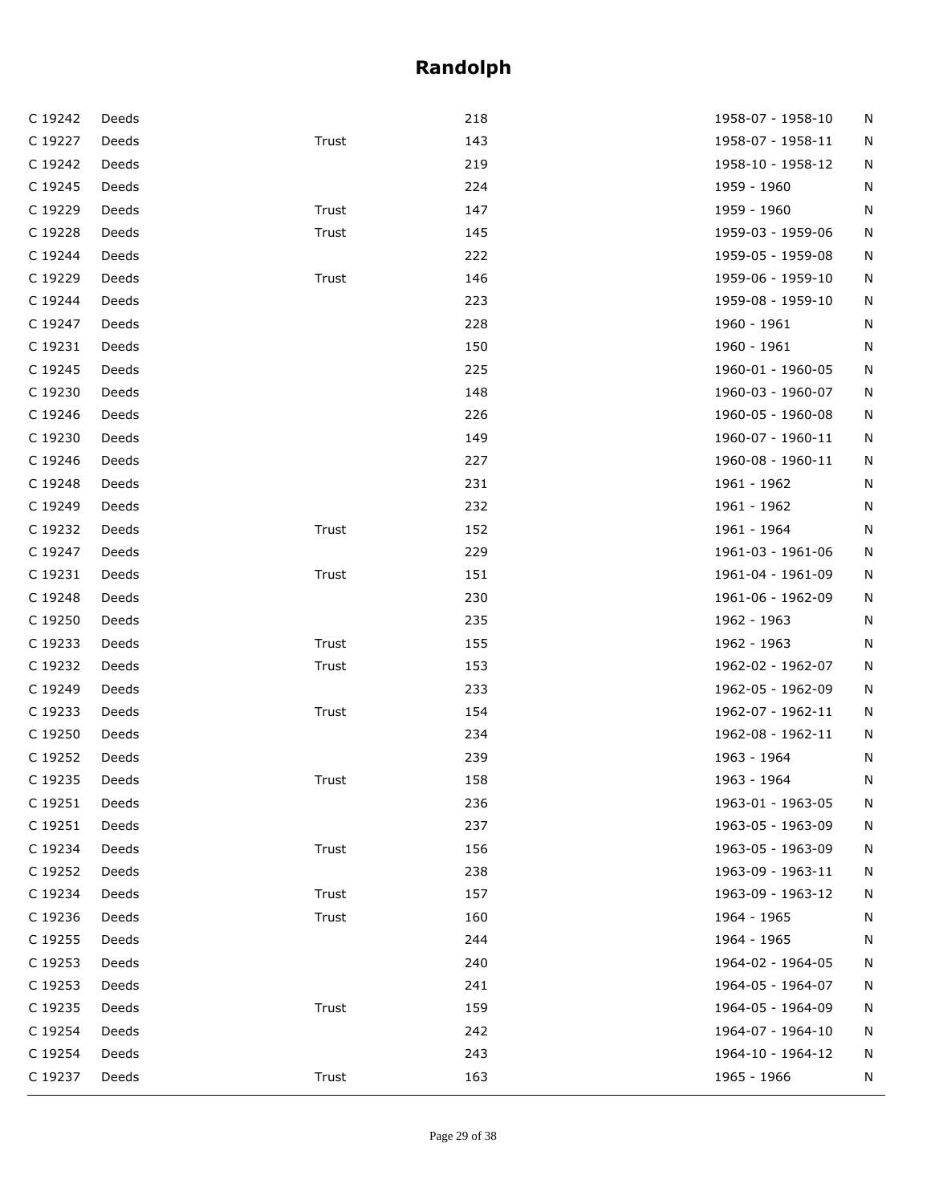# Randolph

| | | | | | |
|---|---|---|---|---|---|
| C 19242 | Deeds | | 218 | 1958-07 - 1958-10 | N |
| C 19227 | Deeds | Trust | 143 | 1958-07 - 1958-11 | N |
| C 19242 | Deeds | | 219 | 1958-10 - 1958-12 | N |
| C 19245 | Deeds | | 224 | 1959 - 1960 | N |
| C 19229 | Deeds | Trust | 147 | 1959 - 1960 | N |
| C 19228 | Deeds | Trust | 145 | 1959-03 - 1959-06 | N |
| C 19244 | Deeds | | 222 | 1959-05 - 1959-08 | N |
| C 19229 | Deeds | Trust | 146 | 1959-06 - 1959-10 | N |
| C 19244 | Deeds | | 223 | 1959-08 - 1959-10 | N |
| C 19247 | Deeds | | 228 | 1960 - 1961 | N |
| C 19231 | Deeds | | 150 | 1960 - 1961 | N |
| C 19245 | Deeds | | 225 | 1960-01 - 1960-05 | N |
| C 19230 | Deeds | | 148 | 1960-03 - 1960-07 | N |
| C 19246 | Deeds | | 226 | 1960-05 - 1960-08 | N |
| C 19230 | Deeds | | 149 | 1960-07 - 1960-11 | N |
| C 19246 | Deeds | | 227 | 1960-08 - 1960-11 | N |
| C 19248 | Deeds | | 231 | 1961 - 1962 | N |
| C 19249 | Deeds | | 232 | 1961 - 1962 | N |
| C 19232 | Deeds | Trust | 152 | 1961 - 1964 | N |
| C 19247 | Deeds | | 229 | 1961-03 - 1961-06 | N |
| C 19231 | Deeds | Trust | 151 | 1961-04 - 1961-09 | N |
| C 19248 | Deeds | | 230 | 1961-06 - 1962-09 | N |
| C 19250 | Deeds | | 235 | 1962 - 1963 | N |
| C 19233 | Deeds | Trust | 155 | 1962 - 1963 | N |
| C 19232 | Deeds | Trust | 153 | 1962-02 - 1962-07 | N |
| C 19249 | Deeds | | 233 | 1962-05 - 1962-09 | N |
| C 19233 | Deeds | Trust | 154 | 1962-07 - 1962-11 | N |
| C 19250 | Deeds | | 234 | 1962-08 - 1962-11 | N |
| C 19252 | Deeds | | 239 | 1963 - 1964 | N |
| C 19235 | Deeds | Trust | 158 | 1963 - 1964 | N |
| C 19251 | Deeds | | 236 | 1963-01 - 1963-05 | N |
| C 19251 | Deeds | | 237 | 1963-05 - 1963-09 | N |
| C 19234 | Deeds | Trust | 156 | 1963-05 - 1963-09 | N |
| C 19252 | Deeds | | 238 | 1963-09 - 1963-11 | N |
| C 19234 | Deeds | Trust | 157 | 1963-09 - 1963-12 | N |
| C 19236 | Deeds | Trust | 160 | 1964 - 1965 | N |
| C 19255 | Deeds | | 244 | 1964 - 1965 | N |
| C 19253 | Deeds | | 240 | 1964-02 - 1964-05 | N |
| C 19253 | Deeds | | 241 | 1964-05 - 1964-07 | N |
| C 19235 | Deeds | Trust | 159 | 1964-05 - 1964-09 | N |
| C 19254 | Deeds | | 242 | 1964-07 - 1964-10 | N |
| C 19254 | Deeds | | 243 | 1964-10 - 1964-12 | N |
| C 19237 | Deeds | Trust | 163 | 1965 - 1966 | N |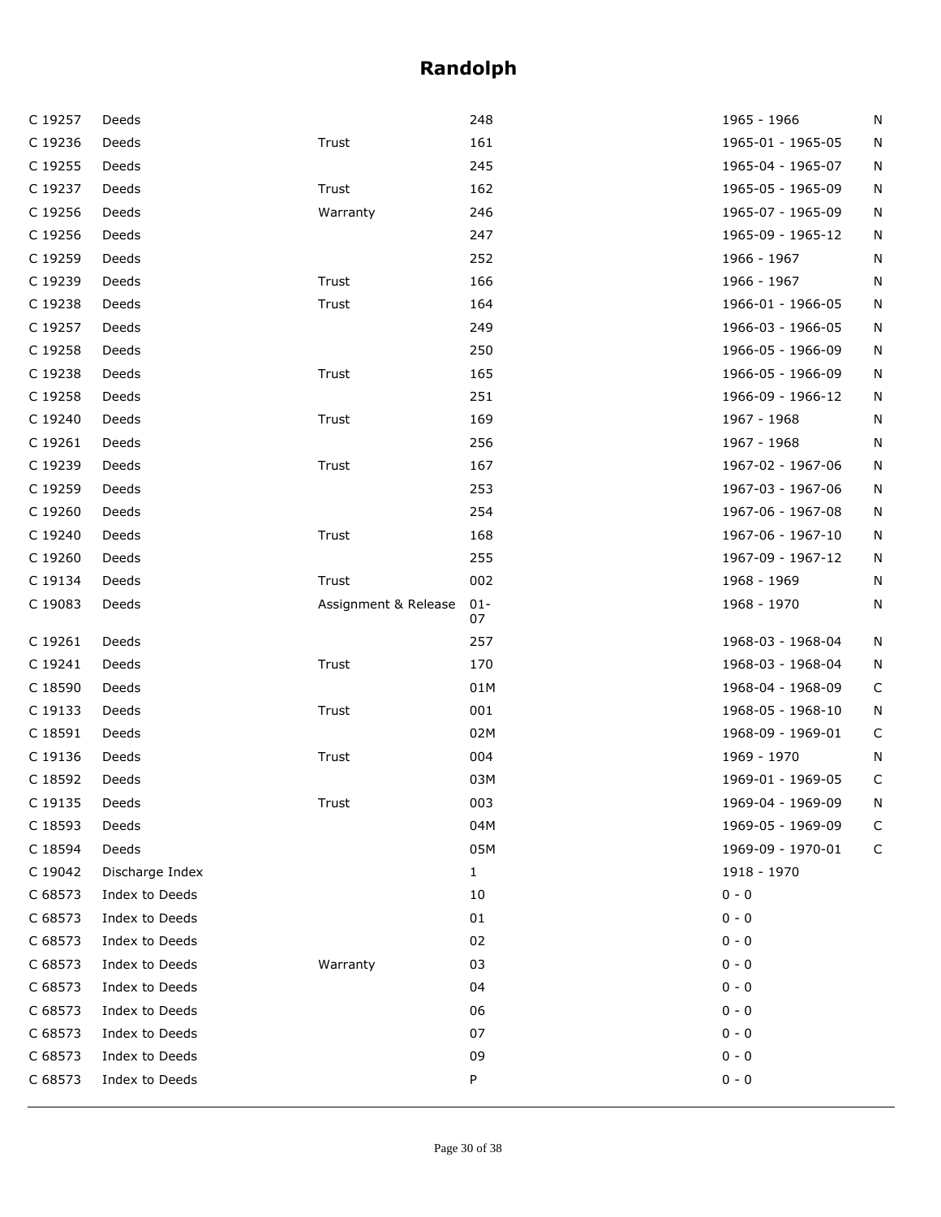# Randolph

| | | | | | |
|---|---|---|---|---|---|
| C 19257 | Deeds | | 248 | 1965 - 1966 | N |
| C 19236 | Deeds | Trust | 161 | 1965-01 - 1965-05 | N |
| C 19255 | Deeds | | 245 | 1965-04 - 1965-07 | N |
| C 19237 | Deeds | Trust | 162 | 1965-05 - 1965-09 | N |
| C 19256 | Deeds | Warranty | 246 | 1965-07 - 1965-09 | N |
| C 19256 | Deeds | | 247 | 1965-09 - 1965-12 | N |
| C 19259 | Deeds | | 252 | 1966 - 1967 | N |
| C 19239 | Deeds | Trust | 166 | 1966 - 1967 | N |
| C 19238 | Deeds | Trust | 164 | 1966-01 - 1966-05 | N |
| C 19257 | Deeds | | 249 | 1966-03 - 1966-05 | N |
| C 19258 | Deeds | | 250 | 1966-05 - 1966-09 | N |
| C 19238 | Deeds | Trust | 165 | 1966-05 - 1966-09 | N |
| C 19258 | Deeds | | 251 | 1966-09 - 1966-12 | N |
| C 19240 | Deeds | Trust | 169 | 1967 - 1968 | N |
| C 19261 | Deeds | | 256 | 1967 - 1968 | N |
| C 19239 | Deeds | Trust | 167 | 1967-02 - 1967-06 | N |
| C 19259 | Deeds | | 253 | 1967-03 - 1967-06 | N |
| C 19260 | Deeds | | 254 | 1967-06 - 1967-08 | N |
| C 19240 | Deeds | Trust | 168 | 1967-06 - 1967-10 | N |
| C 19260 | Deeds | | 255 | 1967-09 - 1967-12 | N |
| C 19134 | Deeds | Trust | 002 | 1968 - 1969 | N |
| C 19083 | Deeds | Assignment & Release | 01-07 | 1968 - 1970 | N |
| C 19261 | Deeds | | 257 | 1968-03 - 1968-04 | N |
| C 19241 | Deeds | Trust | 170 | 1968-03 - 1968-04 | N |
| C 18590 | Deeds | | 01M | 1968-04 - 1968-09 | C |
| C 19133 | Deeds | Trust | 001 | 1968-05 - 1968-10 | N |
| C 18591 | Deeds | | 02M | 1968-09 - 1969-01 | C |
| C 19136 | Deeds | Trust | 004 | 1969 - 1970 | N |
| C 18592 | Deeds | | 03M | 1969-01 - 1969-05 | C |
| C 19135 | Deeds | Trust | 003 | 1969-04 - 1969-09 | N |
| C 18593 | Deeds | | 04M | 1969-05 - 1969-09 | C |
| C 18594 | Deeds | | 05M | 1969-09 - 1970-01 | C |
| C 19042 | Discharge Index | | 1 | 1918 - 1970 | |
| C 68573 | Index to Deeds | | 10 | 0 - 0 | |
| C 68573 | Index to Deeds | | 01 | 0 - 0 | |
| C 68573 | Index to Deeds | | 02 | 0 - 0 | |
| C 68573 | Index to Deeds | Warranty | 03 | 0 - 0 | |
| C 68573 | Index to Deeds | | 04 | 0 - 0 | |
| C 68573 | Index to Deeds | | 06 | 0 - 0 | |
| C 68573 | Index to Deeds | | 07 | 0 - 0 | |
| C 68573 | Index to Deeds | | 09 | 0 - 0 | |
| C 68573 | Index to Deeds | | P | 0 - 0 | |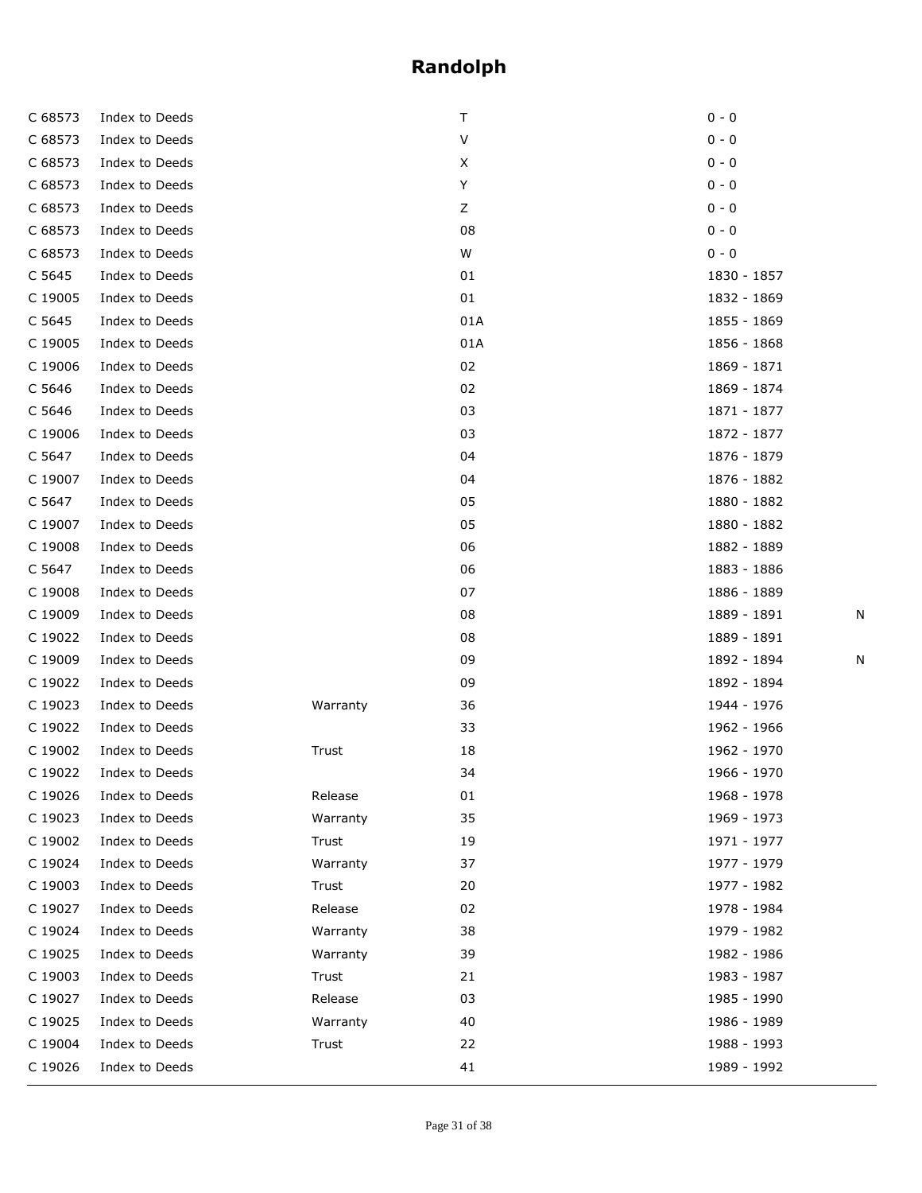# Randolph

| | | | | | |
|---|---|---|---|---|---|
| C 68573 | Index to Deeds | | T | 0 - 0 | |
| C 68573 | Index to Deeds | | V | 0 - 0 | |
| C 68573 | Index to Deeds | | X | 0 - 0 | |
| C 68573 | Index to Deeds | | Y | 0 - 0 | |
| C 68573 | Index to Deeds | | Z | 0 - 0 | |
| C 68573 | Index to Deeds | | 08 | 0 - 0 | |
| C 68573 | Index to Deeds | | W | 0 - 0 | |
| C 5645 | Index to Deeds | | 01 | 1830 - 1857 | |
| C 19005 | Index to Deeds | | 01 | 1832 - 1869 | |
| C 5645 | Index to Deeds | | 01A | 1855 - 1869 | |
| C 19005 | Index to Deeds | | 01A | 1856 - 1868 | |
| C 19006 | Index to Deeds | | 02 | 1869 - 1871 | |
| C 5646 | Index to Deeds | | 02 | 1869 - 1874 | |
| C 5646 | Index to Deeds | | 03 | 1871 - 1877 | |
| C 19006 | Index to Deeds | | 03 | 1872 - 1877 | |
| C 5647 | Index to Deeds | | 04 | 1876 - 1879 | |
| C 19007 | Index to Deeds | | 04 | 1876 - 1882 | |
| C 5647 | Index to Deeds | | 05 | 1880 - 1882 | |
| C 19007 | Index to Deeds | | 05 | 1880 - 1882 | |
| C 19008 | Index to Deeds | | 06 | 1882 - 1889 | |
| C 5647 | Index to Deeds | | 06 | 1883 - 1886 | |
| C 19008 | Index to Deeds | | 07 | 1886 - 1889 | |
| C 19009 | Index to Deeds | | 08 | 1889 - 1891 | N |
| C 19022 | Index to Deeds | | 08 | 1889 - 1891 | |
| C 19009 | Index to Deeds | | 09 | 1892 - 1894 | N |
| C 19022 | Index to Deeds | | 09 | 1892 - 1894 | |
| C 19023 | Index to Deeds | Warranty | 36 | 1944 - 1976 | |
| C 19022 | Index to Deeds | | 33 | 1962 - 1966 | |
| C 19002 | Index to Deeds | Trust | 18 | 1962 - 1970 | |
| C 19022 | Index to Deeds | | 34 | 1966 - 1970 | |
| C 19026 | Index to Deeds | Release | 01 | 1968 - 1978 | |
| C 19023 | Index to Deeds | Warranty | 35 | 1969 - 1973 | |
| C 19002 | Index to Deeds | Trust | 19 | 1971 - 1977 | |
| C 19024 | Index to Deeds | Warranty | 37 | 1977 - 1979 | |
| C 19003 | Index to Deeds | Trust | 20 | 1977 - 1982 | |
| C 19027 | Index to Deeds | Release | 02 | 1978 - 1984 | |
| C 19024 | Index to Deeds | Warranty | 38 | 1979 - 1982 | |
| C 19025 | Index to Deeds | Warranty | 39 | 1982 - 1986 | |
| C 19003 | Index to Deeds | Trust | 21 | 1983 - 1987 | |
| C 19027 | Index to Deeds | Release | 03 | 1985 - 1990 | |
| C 19025 | Index to Deeds | Warranty | 40 | 1986 - 1989 | |
| C 19004 | Index to Deeds | Trust | 22 | 1988 - 1993 | |
| C 19026 | Index to Deeds | | 41 | 1989 - 1992 | |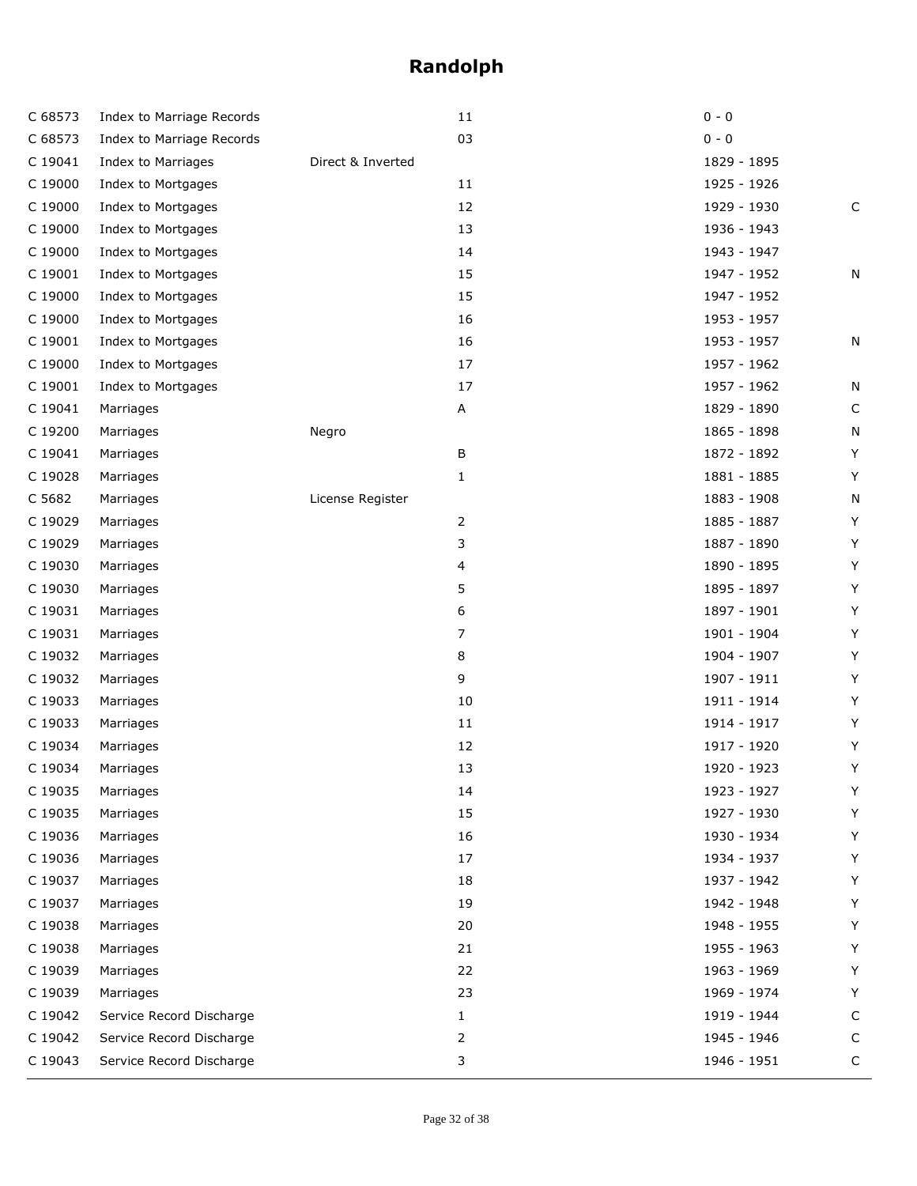# Randolph

| | | | | | |
|---|---|---|---|---|---|
| C 68573 | Index to Marriage Records | | 11 | 0 - 0 | |
| C 68573 | Index to Marriage Records | | 03 | 0 - 0 | |
| C 19041 | Index to Marriages | Direct & Inverted | | 1829 - 1895 | |
| C 19000 | Index to Mortgages | | 11 | 1925 - 1926 | |
| C 19000 | Index to Mortgages | | 12 | 1929 - 1930 | C |
| C 19000 | Index to Mortgages | | 13 | 1936 - 1943 | |
| C 19000 | Index to Mortgages | | 14 | 1943 - 1947 | |
| C 19001 | Index to Mortgages | | 15 | 1947 - 1952 | N |
| C 19000 | Index to Mortgages | | 15 | 1947 - 1952 | |
| C 19000 | Index to Mortgages | | 16 | 1953 - 1957 | |
| C 19001 | Index to Mortgages | | 16 | 1953 - 1957 | N |
| C 19000 | Index to Mortgages | | 17 | 1957 - 1962 | |
| C 19001 | Index to Mortgages | | 17 | 1957 - 1962 | N |
| C 19041 | Marriages | | A | 1829 - 1890 | C |
| C 19200 | Marriages | Negro | | 1865 - 1898 | N |
| C 19041 | Marriages | | B | 1872 - 1892 | Y |
| C 19028 | Marriages | | 1 | 1881 - 1885 | Y |
| C 5682 | Marriages | License Register | | 1883 - 1908 | N |
| C 19029 | Marriages | | 2 | 1885 - 1887 | Y |
| C 19029 | Marriages | | 3 | 1887 - 1890 | Y |
| C 19030 | Marriages | | 4 | 1890 - 1895 | Y |
| C 19030 | Marriages | | 5 | 1895 - 1897 | Y |
| C 19031 | Marriages | | 6 | 1897 - 1901 | Y |
| C 19031 | Marriages | | 7 | 1901 - 1904 | Y |
| C 19032 | Marriages | | 8 | 1904 - 1907 | Y |
| C 19032 | Marriages | | 9 | 1907 - 1911 | Y |
| C 19033 | Marriages | | 10 | 1911 - 1914 | Y |
| C 19033 | Marriages | | 11 | 1914 - 1917 | Y |
| C 19034 | Marriages | | 12 | 1917 - 1920 | Y |
| C 19034 | Marriages | | 13 | 1920 - 1923 | Y |
| C 19035 | Marriages | | 14 | 1923 - 1927 | Y |
| C 19035 | Marriages | | 15 | 1927 - 1930 | Y |
| C 19036 | Marriages | | 16 | 1930 - 1934 | Y |
| C 19036 | Marriages | | 17 | 1934 - 1937 | Y |
| C 19037 | Marriages | | 18 | 1937 - 1942 | Y |
| C 19037 | Marriages | | 19 | 1942 - 1948 | Y |
| C 19038 | Marriages | | 20 | 1948 - 1955 | Y |
| C 19038 | Marriages | | 21 | 1955 - 1963 | Y |
| C 19039 | Marriages | | 22 | 1963 - 1969 | Y |
| C 19039 | Marriages | | 23 | 1969 - 1974 | Y |
| C 19042 | Service Record Discharge | | 1 | 1919 - 1944 | C |
| C 19042 | Service Record Discharge | | 2 | 1945 - 1946 | C |
| C 19043 | Service Record Discharge | | 3 | 1946 - 1951 | C |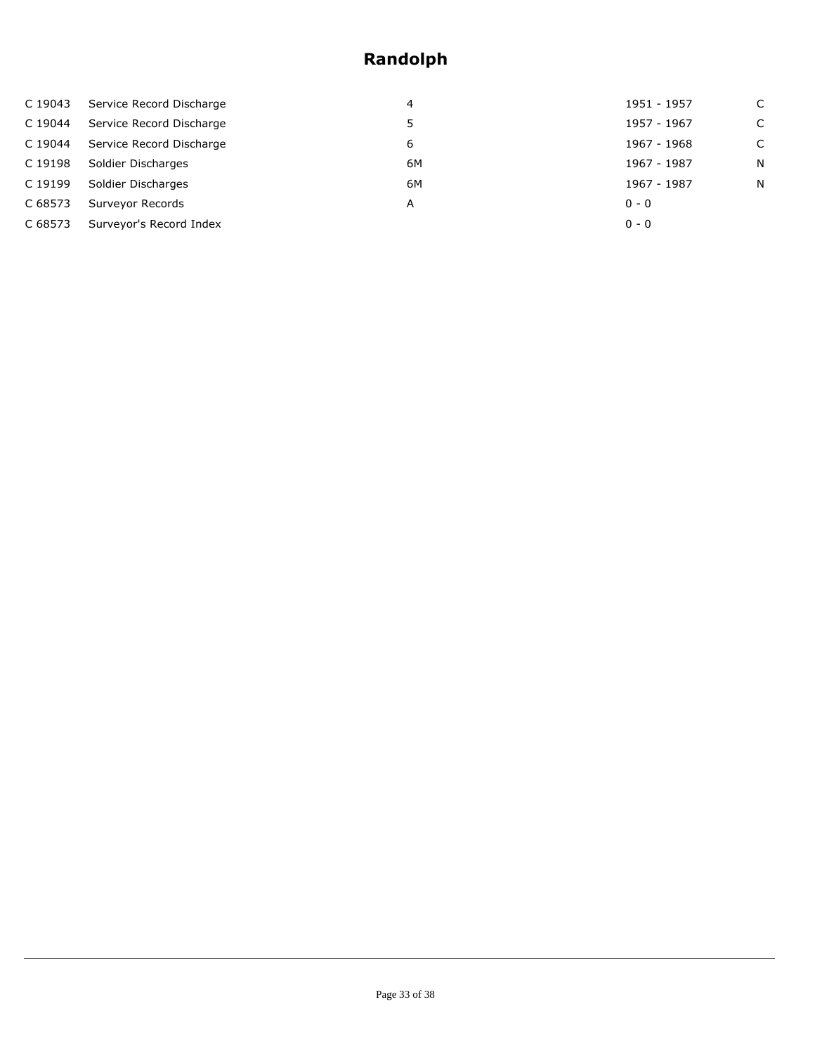# Randolph

| | | | | |
|---|---|---|---|---|
| C 19043 | Service Record Discharge | 4 | 1951 - 1957 | C |
| C 19044 | Service Record Discharge | 5 | 1957 - 1967 | C |
| C 19044 | Service Record Discharge | 6 | 1967 - 1968 | C |
| C 19198 | Soldier Discharges | 6M | 1967 - 1987 | N |
| C 19199 | Soldier Discharges | 6M | 1967 - 1987 | N |
| C 68573 | Surveyor Records | A | 0 - 0 | |
| C 68573 | Surveyor's Record Index | | 0 - 0 | |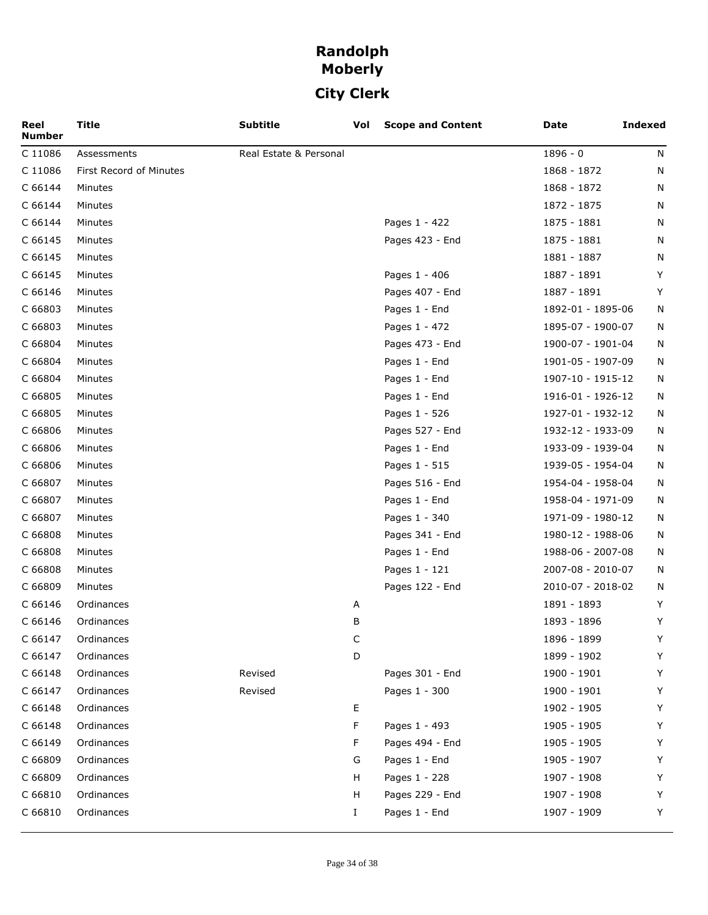# Randolph
# Moberly
## City Clerk

| Reel Number | Title | Subtitle | Vol | Scope and Content | Date | Indexed |
|---|---|---|---|---|---|---|
| C 11086 | Assessments | Real Estate & Personal | | | 1896 - 0 | N |
| C 11086 | First Record of Minutes | | | | 1868 - 1872 | N |
| C 66144 | Minutes | | | | 1868 - 1872 | N |
| C 66144 | Minutes | | | | 1872 - 1875 | N |
| C 66144 | Minutes | | | Pages 1 - 422 | 1875 - 1881 | N |
| C 66145 | Minutes | | | Pages 423 - End | 1875 - 1881 | N |
| C 66145 | Minutes | | | | 1881 - 1887 | N |
| C 66145 | Minutes | | | Pages 1 - 406 | 1887 - 1891 | Y |
| C 66146 | Minutes | | | Pages 407 - End | 1887 - 1891 | Y |
| C 66803 | Minutes | | | Pages 1 - End | 1892-01 - 1895-06 | N |
| C 66803 | Minutes | | | Pages 1 - 472 | 1895-07 - 1900-07 | N |
| C 66804 | Minutes | | | Pages 473 - End | 1900-07 - 1901-04 | N |
| C 66804 | Minutes | | | Pages 1 - End | 1901-05 - 1907-09 | N |
| C 66804 | Minutes | | | Pages 1 - End | 1907-10 - 1915-12 | N |
| C 66805 | Minutes | | | Pages 1 - End | 1916-01 - 1926-12 | N |
| C 66805 | Minutes | | | Pages 1 - 526 | 1927-01 - 1932-12 | N |
| C 66806 | Minutes | | | Pages 527 - End | 1932-12 - 1933-09 | N |
| C 66806 | Minutes | | | Pages 1 - End | 1933-09 - 1939-04 | N |
| C 66806 | Minutes | | | Pages 1 - 515 | 1939-05 - 1954-04 | N |
| C 66807 | Minutes | | | Pages 516 - End | 1954-04 - 1958-04 | N |
| C 66807 | Minutes | | | Pages 1 - End | 1958-04 - 1971-09 | N |
| C 66807 | Minutes | | | Pages 1 - 340 | 1971-09 - 1980-12 | N |
| C 66808 | Minutes | | | Pages 341 - End | 1980-12 - 1988-06 | N |
| C 66808 | Minutes | | | Pages 1 - End | 1988-06 - 2007-08 | N |
| C 66808 | Minutes | | | Pages 1 - 121 | 2007-08 - 2010-07 | N |
| C 66809 | Minutes | | | Pages 122 - End | 2010-07 - 2018-02 | N |
| C 66146 | Ordinances | | A | | 1891 - 1893 | Y |
| C 66146 | Ordinances | | B | | 1893 - 1896 | Y |
| C 66147 | Ordinances | | C | | 1896 - 1899 | Y |
| C 66147 | Ordinances | | D | | 1899 - 1902 | Y |
| C 66148 | Ordinances | Revised | | Pages 301 - End | 1900 - 1901 | Y |
| C 66147 | Ordinances | Revised | | Pages 1 - 300 | 1900 - 1901 | Y |
| C 66148 | Ordinances | | E | | 1902 - 1905 | Y |
| C 66148 | Ordinances | | F | Pages 1 - 493 | 1905 - 1905 | Y |
| C 66149 | Ordinances | | F | Pages 494 - End | 1905 - 1905 | Y |
| C 66809 | Ordinances | | G | Pages 1 - End | 1905 - 1907 | Y |
| C 66809 | Ordinances | | H | Pages 1 - 228 | 1907 - 1908 | Y |
| C 66810 | Ordinances | | H | Pages 229 - End | 1907 - 1908 | Y |
| C 66810 | Ordinances | | I | Pages 1 - End | 1907 - 1909 | Y |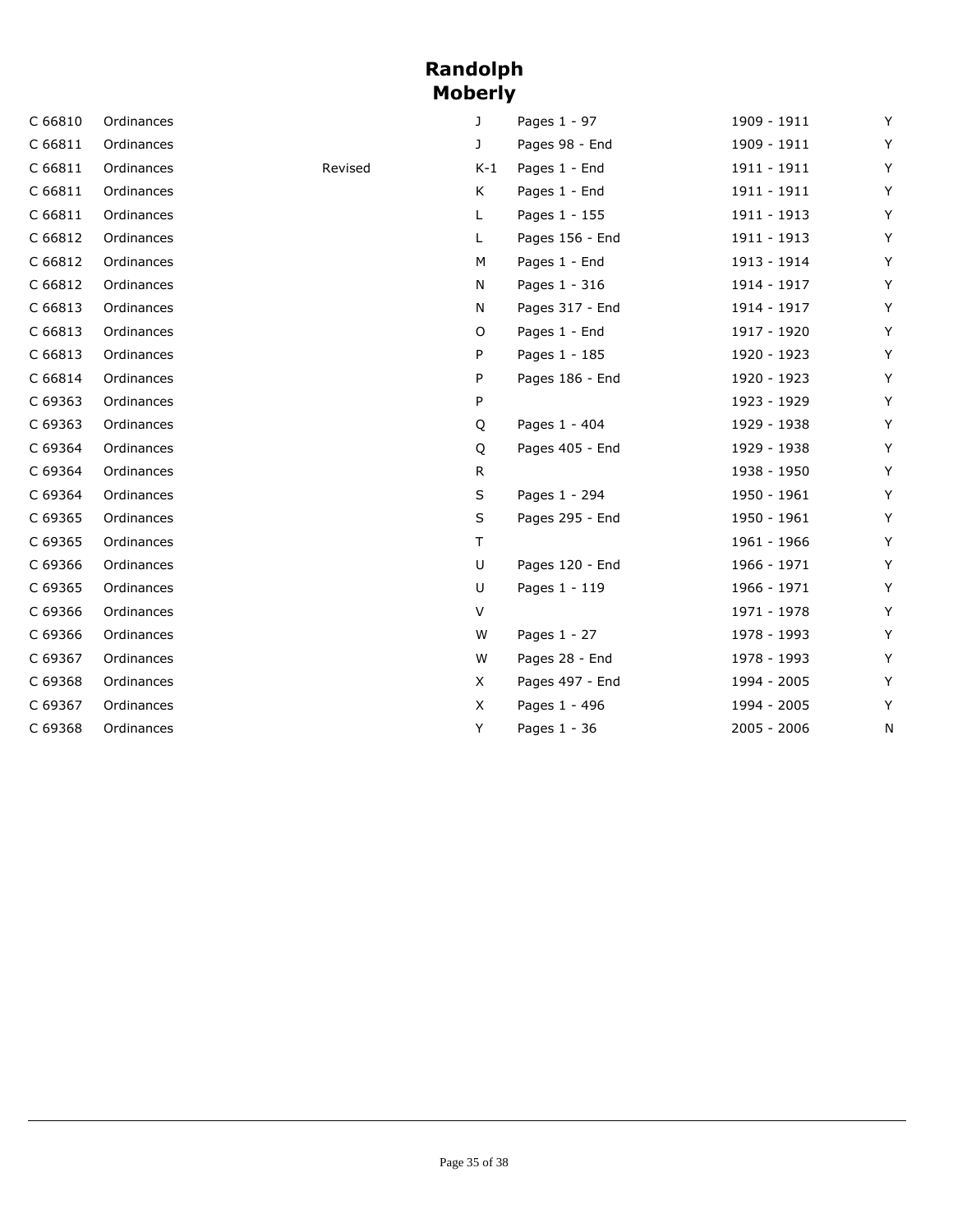# Randolph

## Moberly

| | | | | | | |
|---|---|---|---|---|---|---|
| C 66810 | Ordinances | | J | Pages 1 - 97 | 1909 - 1911 | Y |
| C 66811 | Ordinances | | J | Pages 98 - End | 1909 - 1911 | Y |
| C 66811 | Ordinances | Revised | K-1 | Pages 1 - End | 1911 - 1911 | Y |
| C 66811 | Ordinances | | K | Pages 1 - End | 1911 - 1911 | Y |
| C 66811 | Ordinances | | L | Pages 1 - 155 | 1911 - 1913 | Y |
| C 66812 | Ordinances | | L | Pages 156 - End | 1911 - 1913 | Y |
| C 66812 | Ordinances | | M | Pages 1 - End | 1913 - 1914 | Y |
| C 66812 | Ordinances | | N | Pages 1 - 316 | 1914 - 1917 | Y |
| C 66813 | Ordinances | | N | Pages 317 - End | 1914 - 1917 | Y |
| C 66813 | Ordinances | | O | Pages 1 - End | 1917 - 1920 | Y |
| C 66813 | Ordinances | | P | Pages 1 - 185 | 1920 - 1923 | Y |
| C 66814 | Ordinances | | P | Pages 186 - End | 1920 - 1923 | Y |
| C 69363 | Ordinances | | P | | 1923 - 1929 | Y |
| C 69363 | Ordinances | | Q | Pages 1 - 404 | 1929 - 1938 | Y |
| C 69364 | Ordinances | | Q | Pages 405 - End | 1929 - 1938 | Y |
| C 69364 | Ordinances | | R | | 1938 - 1950 | Y |
| C 69364 | Ordinances | | S | Pages 1 - 294 | 1950 - 1961 | Y |
| C 69365 | Ordinances | | S | Pages 295 - End | 1950 - 1961 | Y |
| C 69365 | Ordinances | | T | | 1961 - 1966 | Y |
| C 69366 | Ordinances | | U | Pages 120 - End | 1966 - 1971 | Y |
| C 69365 | Ordinances | | U | Pages 1 - 119 | 1966 - 1971 | Y |
| C 69366 | Ordinances | | V | | 1971 - 1978 | Y |
| C 69366 | Ordinances | | W | Pages 1 - 27 | 1978 - 1993 | Y |
| C 69367 | Ordinances | | W | Pages 28 - End | 1978 - 1993 | Y |
| C 69368 | Ordinances | | X | Pages 497 - End | 1994 - 2005 | Y |
| C 69367 | Ordinances | | X | Pages 1 - 496 | 1994 - 2005 | Y |
| C 69368 | Ordinances | | Y | Pages 1 - 36 | 2005 - 2006 | N |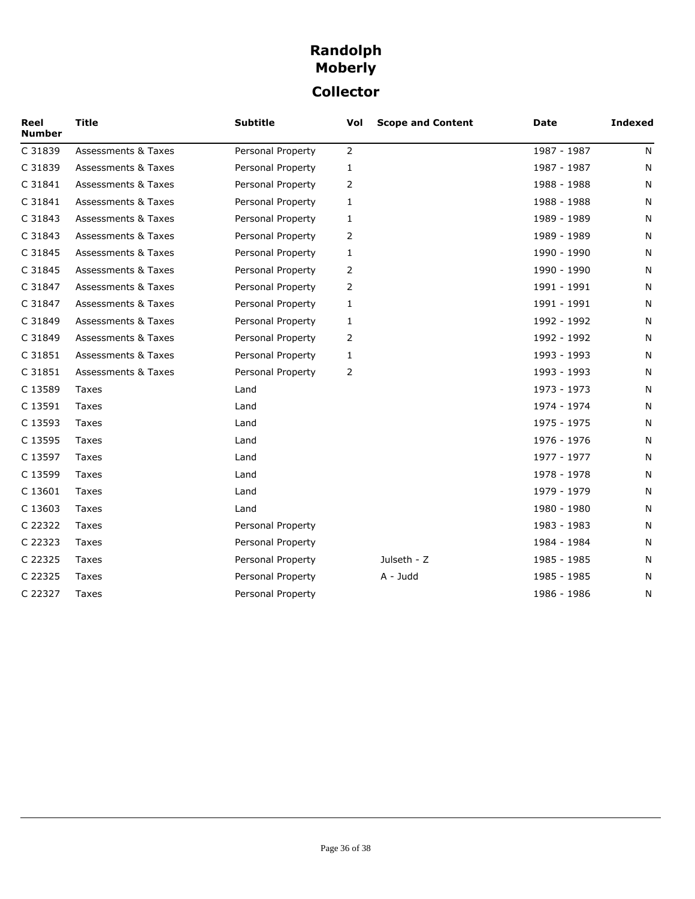# Randolph
# Moberly
## Collector

| Reel Number | Title | Subtitle | Vol | Scope and Content | Date | Indexed |
|---|---|---|---|---|---|---|
| C 31839 | Assessments & Taxes | Personal Property | 2 | | 1987 - 1987 | N |
| C 31839 | Assessments & Taxes | Personal Property | 1 | | 1987 - 1987 | N |
| C 31841 | Assessments & Taxes | Personal Property | 2 | | 1988 - 1988 | N |
| C 31841 | Assessments & Taxes | Personal Property | 1 | | 1988 - 1988 | N |
| C 31843 | Assessments & Taxes | Personal Property | 1 | | 1989 - 1989 | N |
| C 31843 | Assessments & Taxes | Personal Property | 2 | | 1989 - 1989 | N |
| C 31845 | Assessments & Taxes | Personal Property | 1 | | 1990 - 1990 | N |
| C 31845 | Assessments & Taxes | Personal Property | 2 | | 1990 - 1990 | N |
| C 31847 | Assessments & Taxes | Personal Property | 2 | | 1991 - 1991 | N |
| C 31847 | Assessments & Taxes | Personal Property | 1 | | 1991 - 1991 | N |
| C 31849 | Assessments & Taxes | Personal Property | 1 | | 1992 - 1992 | N |
| C 31849 | Assessments & Taxes | Personal Property | 2 | | 1992 - 1992 | N |
| C 31851 | Assessments & Taxes | Personal Property | 1 | | 1993 - 1993 | N |
| C 31851 | Assessments & Taxes | Personal Property | 2 | | 1993 - 1993 | N |
| C 13589 | Taxes | Land | | | 1973 - 1973 | N |
| C 13591 | Taxes | Land | | | 1974 - 1974 | N |
| C 13593 | Taxes | Land | | | 1975 - 1975 | N |
| C 13595 | Taxes | Land | | | 1976 - 1976 | N |
| C 13597 | Taxes | Land | | | 1977 - 1977 | N |
| C 13599 | Taxes | Land | | | 1978 - 1978 | N |
| C 13601 | Taxes | Land | | | 1979 - 1979 | N |
| C 13603 | Taxes | Land | | | 1980 - 1980 | N |
| C 22322 | Taxes | Personal Property | | | 1983 - 1983 | N |
| C 22323 | Taxes | Personal Property | | | 1984 - 1984 | N |
| C 22325 | Taxes | Personal Property | | Julseth - Z | 1985 - 1985 | N |
| C 22325 | Taxes | Personal Property | | A - Judd | 1985 - 1985 | N |
| C 22327 | Taxes | Personal Property | | | 1986 - 1986 | N |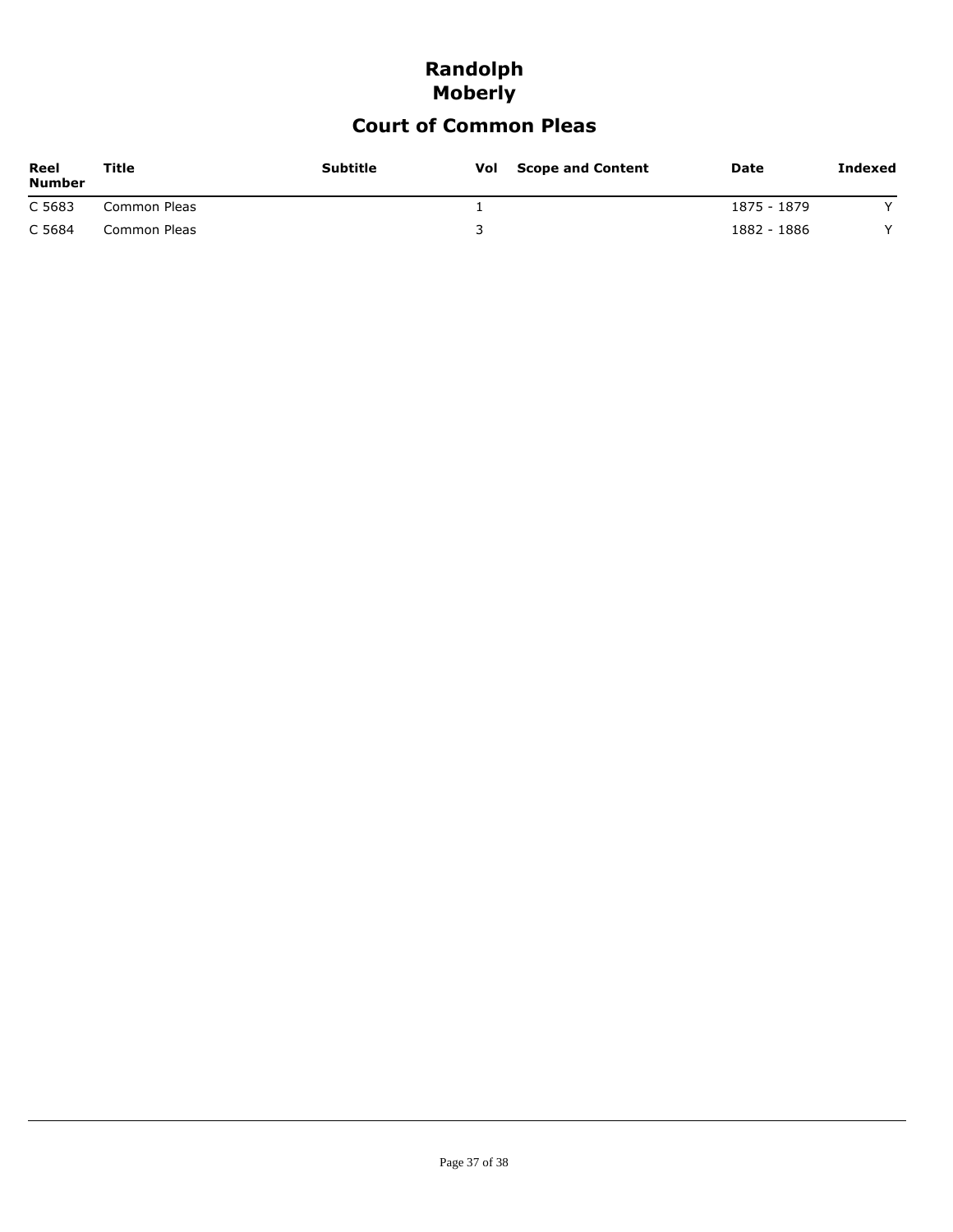# Randolph
# Moberly

## Court of Common Pleas

| Reel Number | Title | Subtitle | Vol | Scope and Content | Date | Indexed |
|---|---|---|---|---|---|---|
| C 5683 | Common Pleas | | 1 | | 1875 - 1879 | Y |
| C 5684 | Common Pleas | | 3 | | 1882 - 1886 | Y |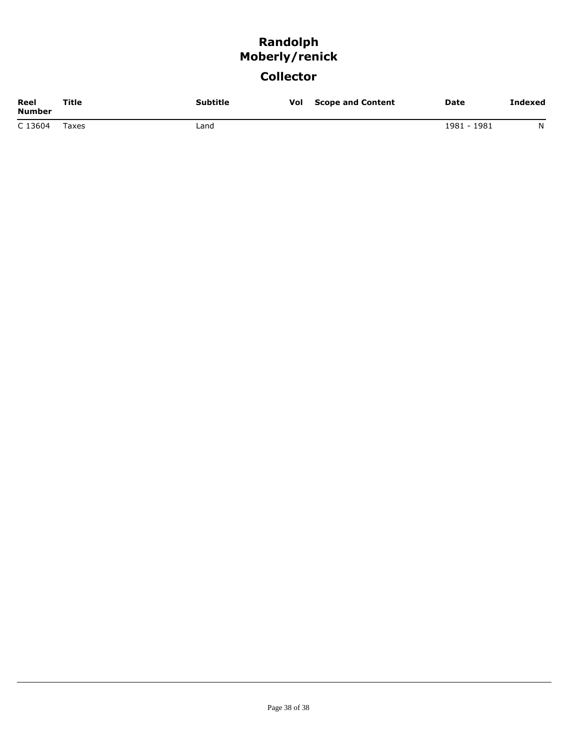# Randolph
# Moberly/renick

## Collector

| Reel Number | Title | Subtitle | Vol | Scope and Content | Date | Indexed |
|---|---|---|---|---|---|---|
| C 13604 | Taxes | Land | | | 1981 - 1981 | N |